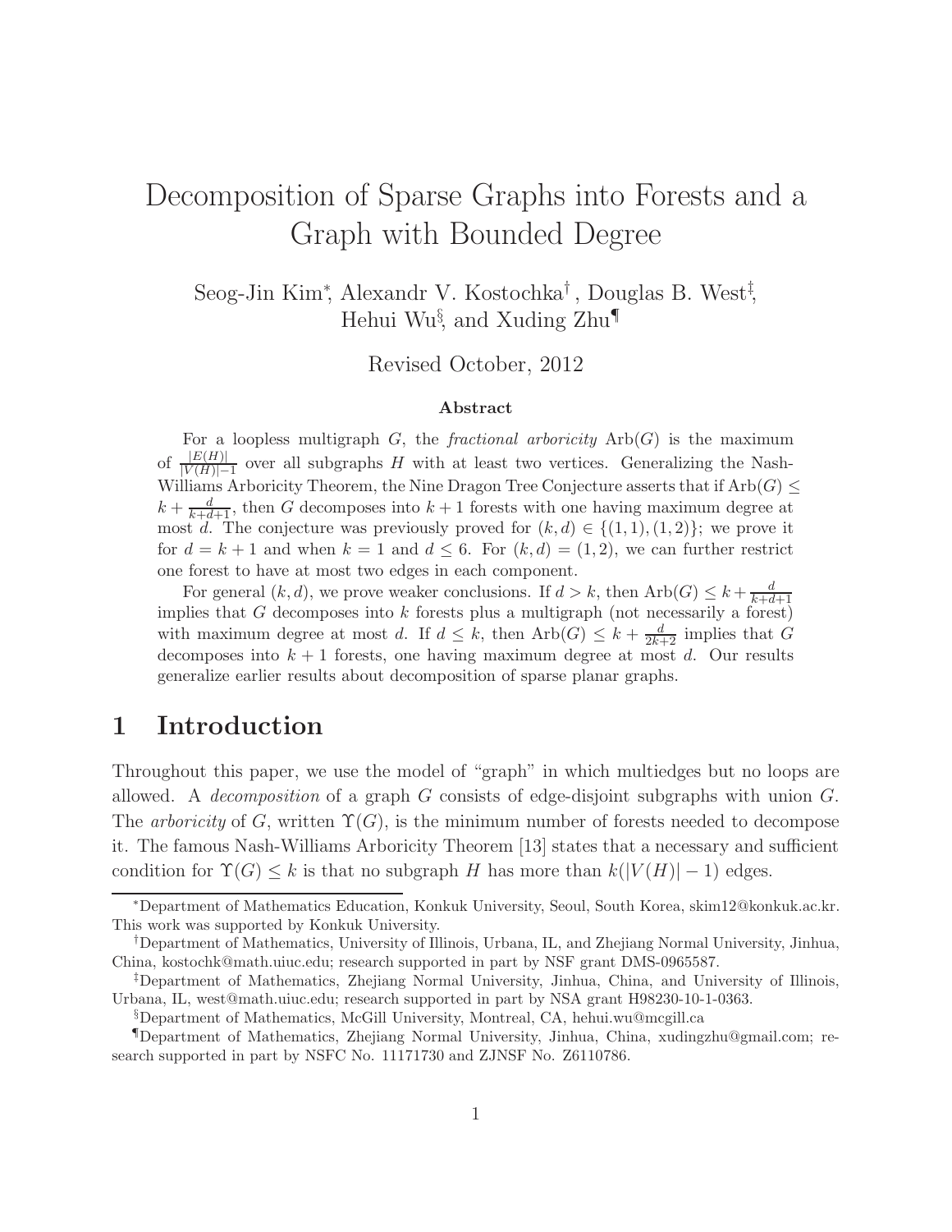// Decomposition of Sparse Graphs into Forests and a Graph with Bounded Degree

Seog-Jin Kim[*], Alexandr V. Kostochka[†], Douglas B. West[‡], Hehui Wu[§], and Xuding Zhu[¶]

Revised October, 2012

### Abstract

For a loopless multigraph $G$, the *fractional arboricity* $\mathrm{Arb}(G)$ is the maximum of $\frac{|E(H)|}{|V(H)|-1}$ over all subgraphs $H$ with at least two vertices. Generalizing the Nash-Williams Arboricity Theorem, the Nine Dragon Tree Conjecture asserts that if $\mathrm{Arb}(G) \le k + \frac{d}{k+d+1}$, then $G$ decomposes into $k+1$ forests with one having maximum degree at most $d$. The conjecture was previously proved for $(k,d) \in \{(1,1),(1,2)\}$; we prove it for $d = k+1$ and when $k = 1$ and $d \le 6$. For $(k,d) = (1,2)$, we can further restrict one forest to have at most two edges in each component.

For general $(k,d)$, we prove weaker conclusions. If $d > k$, then $\mathrm{Arb}(G) \le k + \frac{d}{k+d+1}$ implies that $G$ decomposes into $k$ forests plus a multigraph (not necessarily a forest) with maximum degree at most $d$. If $d \le k$, then $\mathrm{Arb}(G) \le k + \frac{d}{2k+2}$ implies that $G$ decomposes into $k+1$ forests, one having maximum degree at most $d$. Our results generalize earlier results about decomposition of sparse planar graphs.

## 1 Introduction

Throughout this paper, we use the model of "graph" in which multiedges but no loops are allowed. A *decomposition* of a graph $G$ consists of edge-disjoint subgraphs with union $G$. The *arboricity* of $G$, written $\Upsilon(G)$, is the minimum number of forests needed to decompose it. The famous Nash-Williams Arboricity Theorem [13] states that a necessary and sufficient condition for $\Upsilon(G) \le k$ is that no subgraph $H$ has more than $k(|V(H)|-1)$ edges.

---

[*] Department of Mathematics Education, Konkuk University, Seoul, South Korea, skim12@konkuk.ac.kr. This work was supported by Konkuk University.

[†] Department of Mathematics, University of Illinois, Urbana, IL, and Zhejiang Normal University, Jinhua, China, kostochk@math.uiuc.edu; research supported in part by NSF grant DMS-0965587.

[‡] Department of Mathematics, Zhejiang Normal University, Jinhua, China, and University of Illinois, Urbana, IL, west@math.uiuc.edu; research supported in part by NSA grant H98230-10-1-0363.

[§] Department of Mathematics, McGill University, Montreal, CA, hehui.wu@mcgill.ca

[¶] Department of Mathematics, Zhejiang Normal University, Jinhua, China, xudingzhu@gmail.com; research supported in part by NSFC No. 11171730 and ZJNSF No. Z6110786.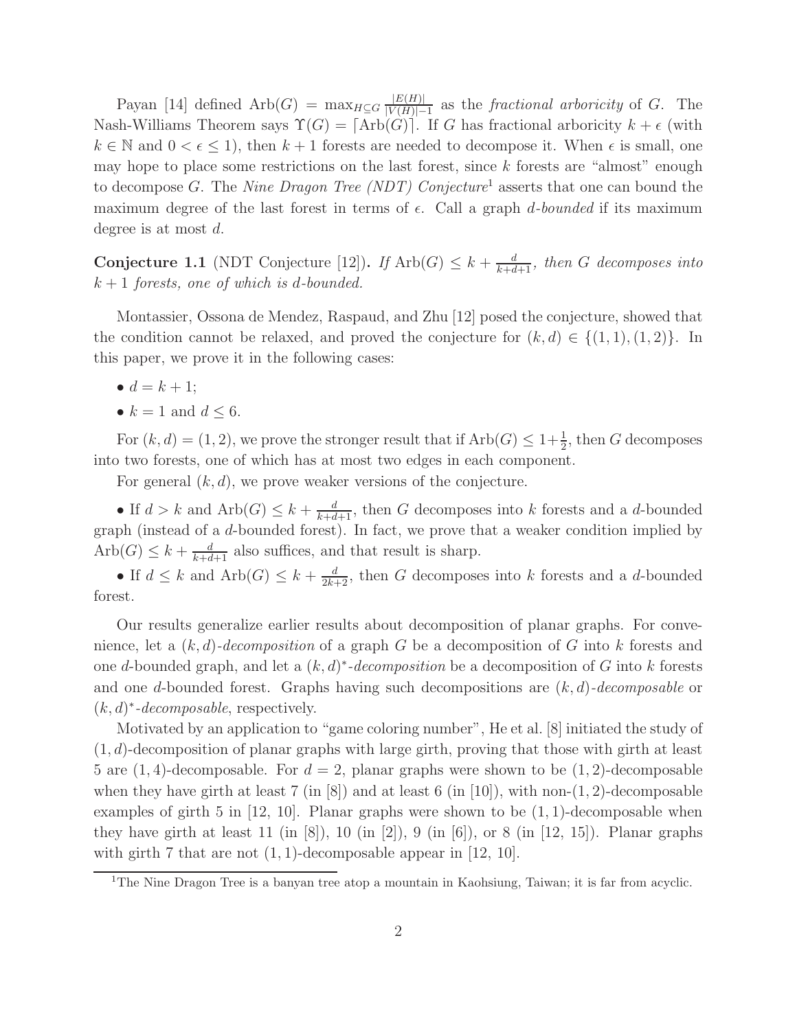Payan [14] defined $\text{Arb}(G) = \max_{H \subseteq G} \frac{|E(H)|}{|V(H)|-1}$ as the *fractional arboricity* of $G$. The Nash-Williams Theorem says $\Upsilon(G) = \lceil \text{Arb}(G) \rceil$. If $G$ has fractional arboricity $k + \epsilon$ (with $k \in \mathbb{N}$ and $0 < \epsilon \leq 1$), then $k+1$ forests are needed to decompose it. When $\epsilon$ is small, one may hope to place some restrictions on the last forest, since $k$ forests are "almost" enough to decompose $G$. The *Nine Dragon Tree (NDT) Conjecture*[1] asserts that one can bound the maximum degree of the last forest in terms of $\epsilon$. Call a graph *$d$-bounded* if its maximum degree is at most $d$.

**Conjecture 1.1** (NDT Conjecture [12])**.** *If $\text{Arb}(G) \leq k + \frac{d}{k+d+1}$, then $G$ decomposes into $k+1$ forests, one of which is $d$-bounded.*

Montassier, Ossona de Mendez, Raspaud, and Zhu [12] posed the conjecture, showed that the condition cannot be relaxed, and proved the conjecture for $(k, d) \in \{(1, 1), (1, 2)\}$. In this paper, we prove it in the following cases:

- $d = k + 1$;
- $k = 1$ and $d \leq 6$.

For $(k, d) = (1, 2)$, we prove the stronger result that if $\text{Arb}(G) \leq 1 + \frac{1}{2}$, then $G$ decomposes into two forests, one of which has at most two edges in each component.

For general $(k, d)$, we prove weaker versions of the conjecture.

• If $d > k$ and $\text{Arb}(G) \leq k + \frac{d}{k+d+1}$, then $G$ decomposes into $k$ forests and a $d$-bounded graph (instead of a $d$-bounded forest). In fact, we prove that a weaker condition implied by $\text{Arb}(G) \leq k + \frac{d}{k+d+1}$ also suffices, and that result is sharp.

• If $d \leq k$ and $\text{Arb}(G) \leq k + \frac{d}{2k+2}$, then $G$ decomposes into $k$ forests and a $d$-bounded forest.

Our results generalize earlier results about decomposition of planar graphs. For convenience, let a *$(k, d)$-decomposition* of a graph $G$ be a decomposition of $G$ into $k$ forests and one $d$-bounded graph, and let a *$(k, d)^*$-decomposition* be a decomposition of $G$ into $k$ forests and one $d$-bounded forest. Graphs having such decompositions are *$(k, d)$-decomposable* or *$(k, d)^*$-decomposable*, respectively.

Motivated by an application to "game coloring number", He et al. [8] initiated the study of $(1, d)$-decomposition of planar graphs with large girth, proving that those with girth at least 5 are $(1, 4)$-decomposable. For $d = 2$, planar graphs were shown to be $(1, 2)$-decomposable when they have girth at least 7 (in [8]) and at least 6 (in [10]), with non-$(1, 2)$-decomposable examples of girth 5 in [12, 10]. Planar graphs were shown to be $(1, 1)$-decomposable when they have girth at least 11 (in [8]), 10 (in [2]), 9 (in [6]), or 8 (in [12, 15]). Planar graphs with girth 7 that are not $(1, 1)$-decomposable appear in [12, 10].

[1] The Nine Dragon Tree is a banyan tree atop a mountain in Kaohsiung, Taiwan; it is far from acyclic.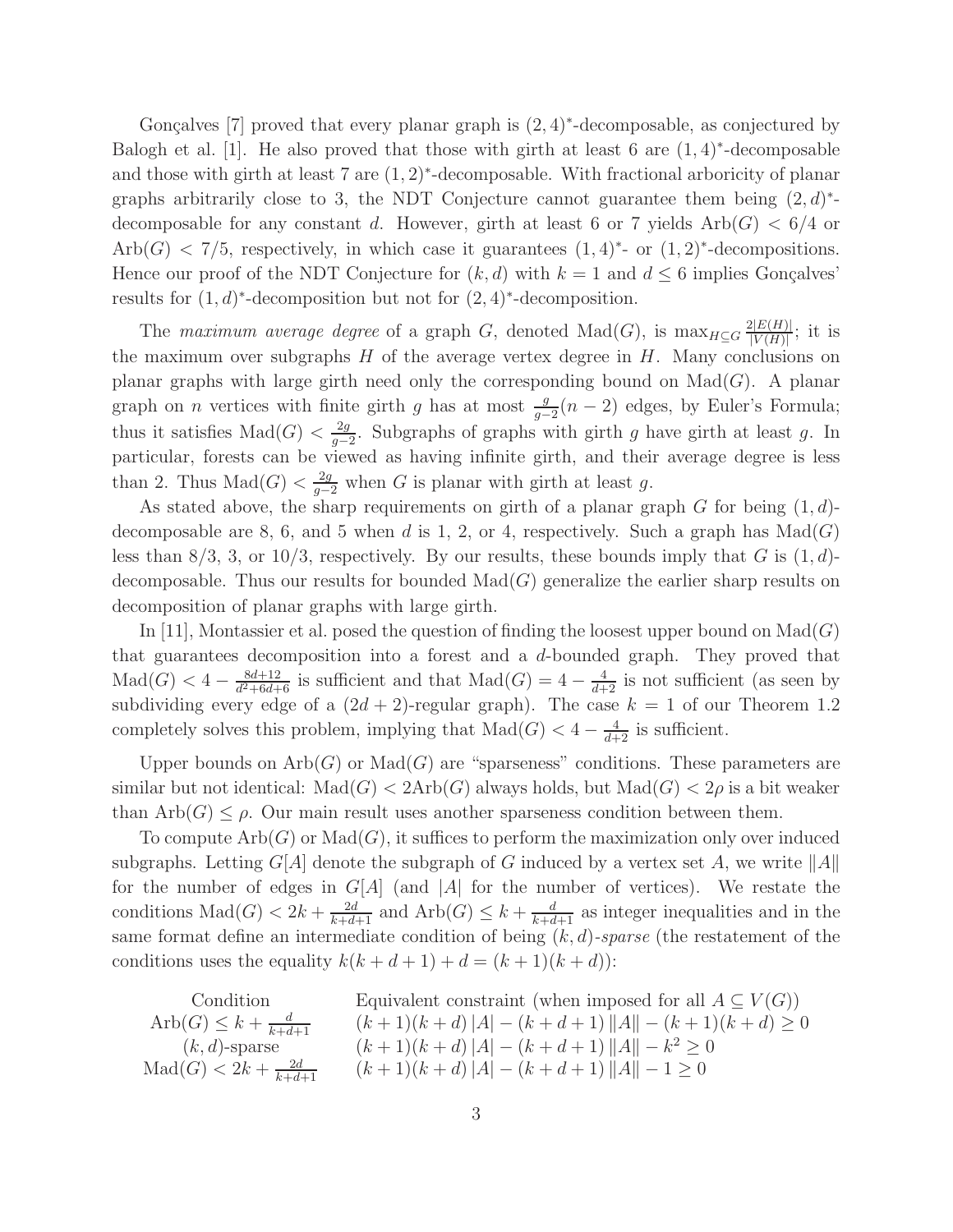Gonçalves [7] proved that every planar graph is $(2,4)^*$-decomposable, as conjectured by Balogh et al. [1]. He also proved that those with girth at least 6 are $(1,4)^*$-decomposable and those with girth at least 7 are $(1,2)^*$-decomposable. With fractional arboricity of planar graphs arbitrarily close to 3, the NDT Conjecture cannot guarantee them being $(2,d)^*$-decomposable for any constant $d$. However, girth at least 6 or 7 yields $\mathrm{Arb}(G) < 6/4$ or $\mathrm{Arb}(G) < 7/5$, respectively, in which case it guarantees $(1,4)^*$- or $(1,2)^*$-decompositions. Hence our proof of the NDT Conjecture for $(k,d)$ with $k=1$ and $d \le 6$ implies Gonçalves' results for $(1,d)^*$-decomposition but not for $(2,4)^*$-decomposition.

The *maximum average degree* of a graph $G$, denoted $\mathrm{Mad}(G)$, is $\max_{H \subseteq G} \frac{2|E(H)|}{|V(H)|}$; it is the maximum over subgraphs $H$ of the average vertex degree in $H$. Many conclusions on planar graphs with large girth need only the corresponding bound on $\mathrm{Mad}(G)$. A planar graph on $n$ vertices with finite girth $g$ has at most $\frac{g}{g-2}(n-2)$ edges, by Euler's Formula; thus it satisfies $\mathrm{Mad}(G) < \frac{2g}{g-2}$. Subgraphs of graphs with girth $g$ have girth at least $g$. In particular, forests can be viewed as having infinite girth, and their average degree is less than 2. Thus $\mathrm{Mad}(G) < \frac{2g}{g-2}$ when $G$ is planar with girth at least $g$.

As stated above, the sharp requirements on girth of a planar graph $G$ for being $(1,d)$-decomposable are 8, 6, and 5 when $d$ is 1, 2, or 4, respectively. Such a graph has $\mathrm{Mad}(G)$ less than $8/3$, 3, or $10/3$, respectively. By our results, these bounds imply that $G$ is $(1,d)$-decomposable. Thus our results for bounded $\mathrm{Mad}(G)$ generalize the earlier sharp results on decomposition of planar graphs with large girth.

In [11], Montassier et al. posed the question of finding the loosest upper bound on $\mathrm{Mad}(G)$ that guarantees decomposition into a forest and a $d$-bounded graph. They proved that $\mathrm{Mad}(G) < 4 - \frac{8d+12}{d^2+6d+6}$ is sufficient and that $\mathrm{Mad}(G) = 4 - \frac{4}{d+2}$ is not sufficient (as seen by subdividing every edge of a $(2d+2)$-regular graph). The case $k=1$ of our Theorem 1.2 completely solves this problem, implying that $\mathrm{Mad}(G) < 4 - \frac{4}{d+2}$ is sufficient.

Upper bounds on $\mathrm{Arb}(G)$ or $\mathrm{Mad}(G)$ are "sparseness" conditions. These parameters are similar but not identical: $\mathrm{Mad}(G) < 2\mathrm{Arb}(G)$ always holds, but $\mathrm{Mad}(G) < 2\rho$ is a bit weaker than $\mathrm{Arb}(G) \le \rho$. Our main result uses another sparseness condition between them.

To compute $\mathrm{Arb}(G)$ or $\mathrm{Mad}(G)$, it suffices to perform the maximization only over induced subgraphs. Letting $G[A]$ denote the subgraph of $G$ induced by a vertex set $A$, we write $\|A\|$ for the number of edges in $G[A]$ (and $|A|$ for the number of vertices). We restate the conditions $\mathrm{Mad}(G) < 2k + \frac{2d}{k+d+1}$ and $\mathrm{Arb}(G) \le k + \frac{d}{k+d+1}$ as integer inequalities and in the same format define an intermediate condition of being $(k,d)$-*sparse* (the restatement of the conditions uses the equality $k(k+d+1)+d = (k+1)(k+d)$):

| Condition | Equivalent constraint (when imposed for all $A \subseteq V(G)$) |
|---|---|
| $\mathrm{Arb}(G) \le k + \frac{d}{k+d+1}$ | $(k+1)(k+d)\,\lvert A\rvert - (k+d+1)\,\lVert A\rVert - (k+1)(k+d) \ge 0$ |
| $(k,d)$-sparse | $(k+1)(k+d)\,\lvert A\rvert - (k+d+1)\,\lVert A\rVert - k^2 \ge 0$ |
| $\mathrm{Mad}(G) < 2k + \frac{2d}{k+d+1}$ | $(k+1)(k+d)\,\lvert A\rvert - (k+d+1)\,\lVert A\rVert - 1 \ge 0$ |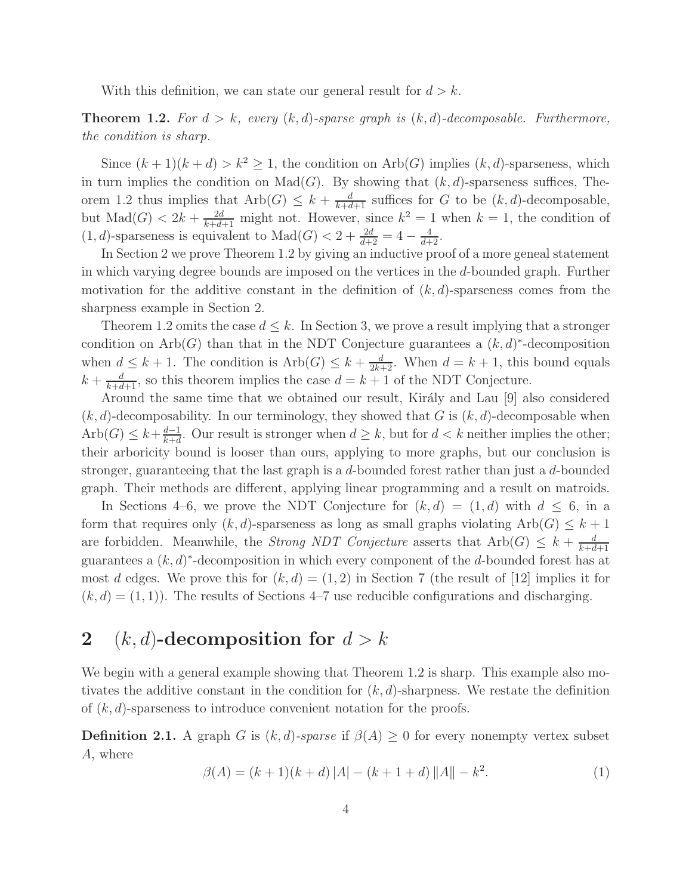With this definition, we can state our general result for $d > k$.

**Theorem 1.2.** *For $d > k$, every $(k, d)$-sparse graph is $(k, d)$-decomposable. Furthermore, the condition is sharp.*

Since $(k+1)(k+d) > k^2 \geq 1$, the condition on $\mathrm{Arb}(G)$ implies $(k, d)$-sparseness, which in turn implies the condition on $\mathrm{Mad}(G)$. By showing that $(k, d)$-sparseness suffices, Theorem 1.2 thus implies that $\mathrm{Arb}(G) \leq k + \frac{d}{k+d+1}$ suffices for $G$ to be $(k, d)$-decomposable, but $\mathrm{Mad}(G) < 2k + \frac{2d}{k+d+1}$ might not. However, since $k^2 = 1$ when $k = 1$, the condition of $(1, d)$-sparseness is equivalent to $\mathrm{Mad}(G) < 2 + \frac{2d}{d+2} = 4 - \frac{4}{d+2}$.

In Section 2 we prove Theorem 1.2 by giving an inductive proof of a more geneal statement in which varying degree bounds are imposed on the vertices in the $d$-bounded graph. Further motivation for the additive constant in the definition of $(k, d)$-sparseness comes from the sharpness example in Section 2.

Theorem 1.2 omits the case $d \leq k$. In Section 3, we prove a result implying that a stronger condition on $\mathrm{Arb}(G)$ than that in the NDT Conjecture guarantees a $(k, d)^*$-decomposition when $d \leq k+1$. The condition is $\mathrm{Arb}(G) \leq k + \frac{d}{2k+2}$. When $d = k+1$, this bound equals $k + \frac{d}{k+d+1}$, so this theorem implies the case $d = k+1$ of the NDT Conjecture.

Around the same time that we obtained our result, Király and Lau [9] also considered $(k, d)$-decomposability. In our terminology, they showed that $G$ is $(k, d)$-decomposable when $\mathrm{Arb}(G) \leq k + \frac{d-1}{k+d}$. Our result is stronger when $d \geq k$, but for $d < k$ neither implies the other; their arboricity bound is looser than ours, applying to more graphs, but our conclusion is stronger, guaranteeing that the last graph is a $d$-bounded forest rather than just a $d$-bounded graph. Their methods are different, applying linear programming and a result on matroids.

In Sections 4–6, we prove the NDT Conjecture for $(k, d) = (1, d)$ with $d \leq 6$, in a form that requires only $(k, d)$-sparseness as long as small graphs violating $\mathrm{Arb}(G) \leq k+1$ are forbidden. Meanwhile, the *Strong NDT Conjecture* asserts that $\mathrm{Arb}(G) \leq k + \frac{d}{k+d+1}$ guarantees a $(k, d)^*$-decomposition in which every component of the $d$-bounded forest has at most $d$ edges. We prove this for $(k, d) = (1, 2)$ in Section 7 (the result of [12] implies it for $(k, d) = (1, 1)$). The results of Sections 4–7 use reducible configurations and discharging.

## 2 $(k, d)$-decomposition for $d > k$

We begin with a general example showing that Theorem 1.2 is sharp. This example also motivates the additive constant in the condition for $(k, d)$-sharpness. We restate the definition of $(k, d)$-sparseness to introduce convenient notation for the proofs.

**Definition 2.1.** A graph $G$ is $(k, d)$-*sparse* if $\beta(A) \geq 0$ for every nonempty vertex subset $A$, where

$$\beta(A) = (k+1)(k+d)\,|A| - (k+1+d)\,\|A\| - k^2. \tag{1}$$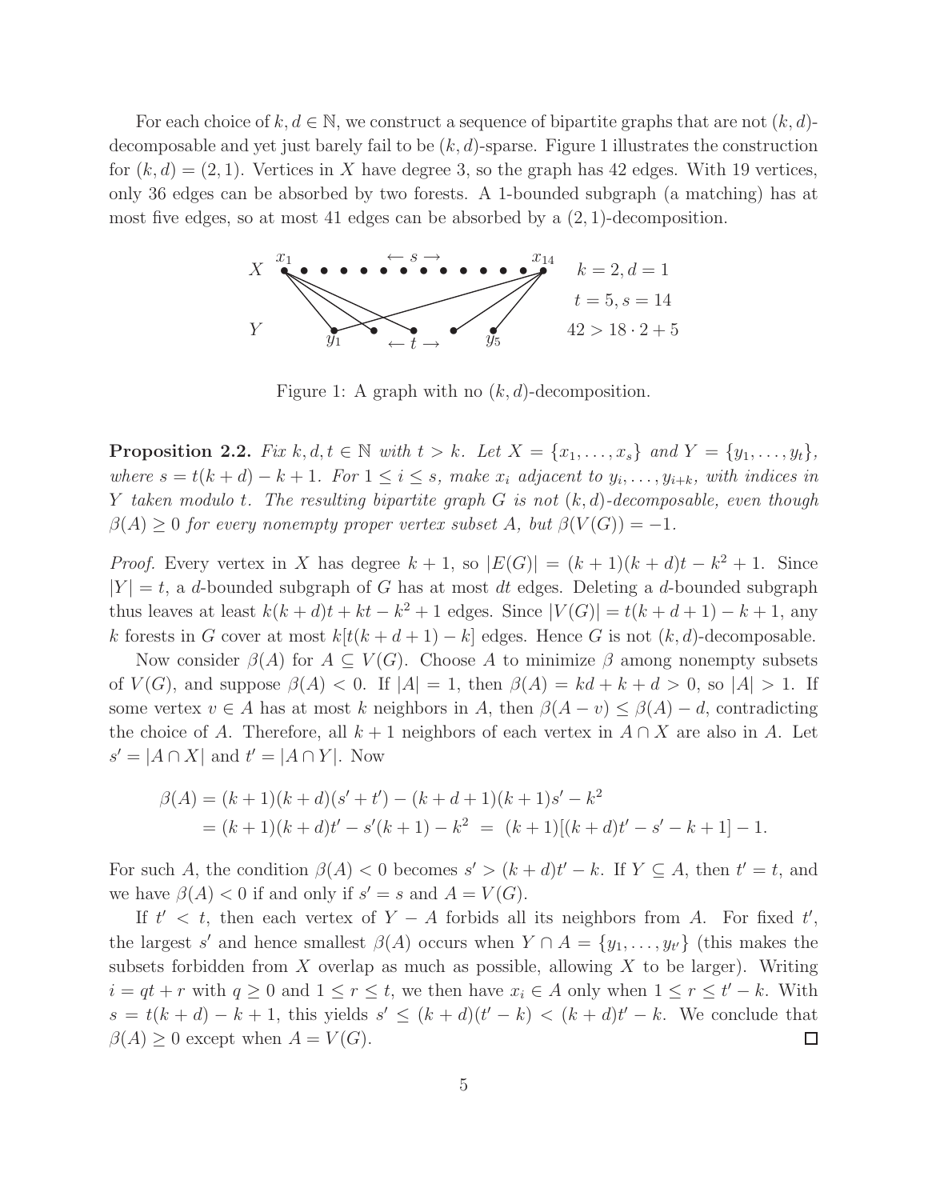For each choice of $k, d \in \mathbb{N}$, we construct a sequence of bipartite graphs that are not $(k,d)$-decomposable and yet just barely fail to be $(k,d)$-sparse. Figure 1 illustrates the construction for $(k,d) = (2,1)$. Vertices in $X$ have degree 3, so the graph has 42 edges. With 19 vertices, only 36 edges can be absorbed by two forests. A 1-bounded subgraph (a matching) has at most five edges, so at most 41 edges can be absorbed by a $(2,1)$-decomposition.

Figure 1: A graph with no $(k,d)$-decomposition.

**Proposition 2.2.** *Fix $k, d, t \in \mathbb{N}$ with $t > k$. Let $X = \{x_1, \ldots, x_s\}$ and $Y = \{y_1, \ldots, y_t\}$, where $s = t(k+d) - k + 1$. For $1 \le i \le s$, make $x_i$ adjacent to $y_i, \ldots, y_{i+k}$, with indices in $Y$ taken modulo $t$. The resulting bipartite graph $G$ is not $(k,d)$-decomposable, even though $\beta(A) \ge 0$ for every nonempty proper vertex subset $A$, but $\beta(V(G)) = -1$.*

*Proof.* Every vertex in $X$ has degree $k+1$, so $|E(G)| = (k+1)(k+d)t - k^2 + 1$. Since $|Y| = t$, a $d$-bounded subgraph of $G$ has at most $dt$ edges. Deleting a $d$-bounded subgraph thus leaves at least $k(k+d)t + kt - k^2 + 1$ edges. Since $|V(G)| = t(k+d+1) - k + 1$, any $k$ forests in $G$ cover at most $k[t(k+d+1) - k]$ edges. Hence $G$ is not $(k,d)$-decomposable.

Now consider $\beta(A)$ for $A \subseteq V(G)$. Choose $A$ to minimize $\beta$ among nonempty subsets of $V(G)$, and suppose $\beta(A) < 0$. If $|A| = 1$, then $\beta(A) = kd + k + d > 0$, so $|A| > 1$. If some vertex $v \in A$ has at most $k$ neighbors in $A$, then $\beta(A - v) \le \beta(A) - d$, contradicting the choice of $A$. Therefore, all $k+1$ neighbors of each vertex in $A \cap X$ are also in $A$. Let $s' = |A \cap X|$ and $t' = |A \cap Y|$. Now

$$\begin{aligned}\beta(A) &= (k+1)(k+d)(s'+t') - (k+d+1)(k+1)s' - k^2 \\ &= (k+1)(k+d)t' - s'(k+1) - k^2 \;=\; (k+1)[(k+d)t' - s' - k + 1] - 1.\end{aligned}$$

For such $A$, the condition $\beta(A) < 0$ becomes $s' > (k+d)t' - k$. If $Y \subseteq A$, then $t' = t$, and we have $\beta(A) < 0$ if and only if $s' = s$ and $A = V(G)$.

If $t' < t$, then each vertex of $Y - A$ forbids all its neighbors from $A$. For fixed $t'$, the largest $s'$ and hence smallest $\beta(A)$ occurs when $Y \cap A = \{y_1, \ldots, y_{t'}\}$ (this makes the subsets forbidden from $X$ overlap as much as possible, allowing $X$ to be larger). Writing $i = qt + r$ with $q \ge 0$ and $1 \le r \le t$, we then have $x_i \in A$ only when $1 \le r \le t' - k$. With $s = t(k+d) - k + 1$, this yields $s' \le (k+d)(t'-k) < (k+d)t' - k$. We conclude that $\beta(A) \ge 0$ except when $A = V(G)$. $\square$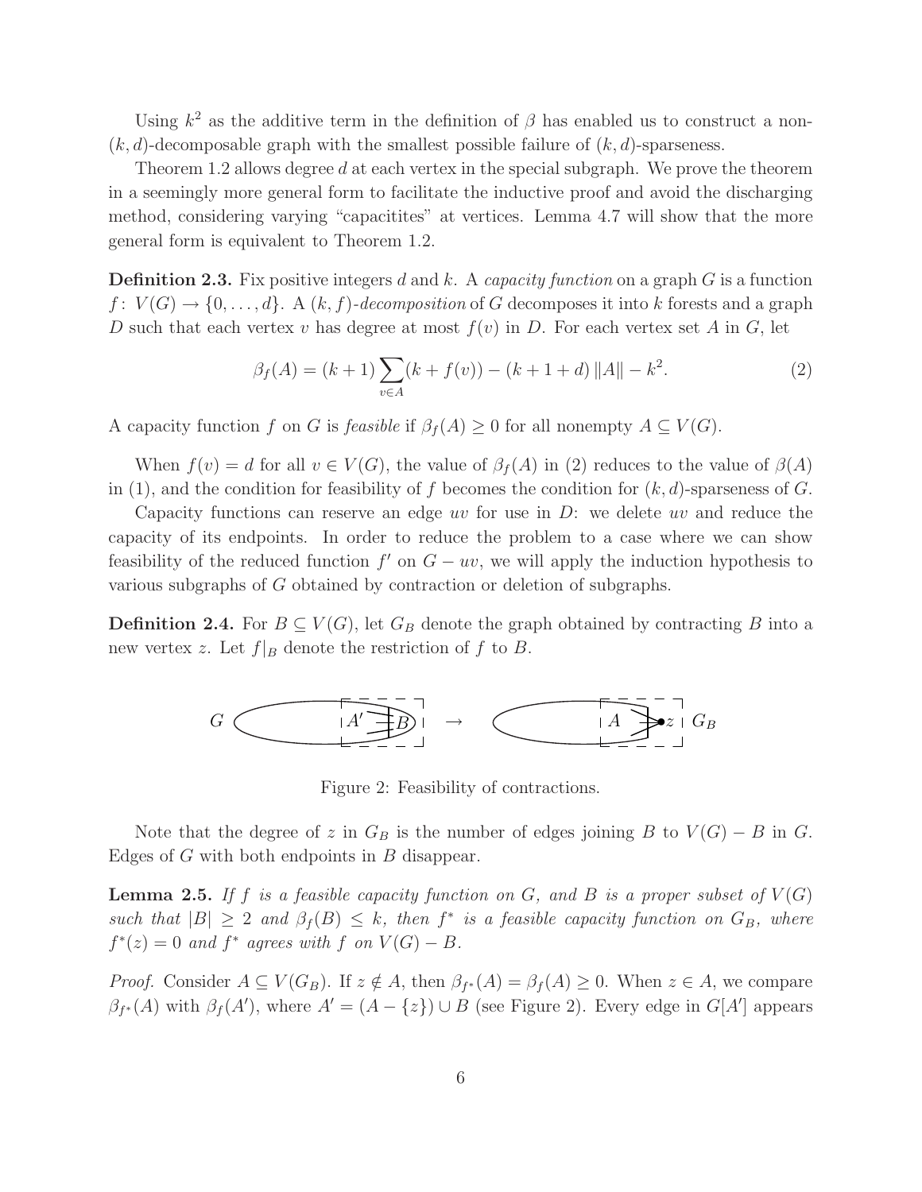Using $k^2$ as the additive term in the definition of $\beta$ has enabled us to construct a non-$(k,d)$-decomposable graph with the smallest possible failure of $(k,d)$-sparseness.

Theorem 1.2 allows degree $d$ at each vertex in the special subgraph. We prove the theorem in a seemingly more general form to facilitate the inductive proof and avoid the discharging method, considering varying "capacitites" at vertices. Lemma 4.7 will show that the more general form is equivalent to Theorem 1.2.

**Definition 2.3.** Fix positive integers $d$ and $k$. A *capacity function* on a graph $G$ is a function $f\colon V(G) \to \{0,\dots,d\}$. A $(k,f)$-*decomposition* of $G$ decomposes it into $k$ forests and a graph $D$ such that each vertex $v$ has degree at most $f(v)$ in $D$. For each vertex set $A$ in $G$, let

$$\beta_f(A) = (k+1)\sum_{v\in A}(k+f(v)) - (k+1+d)\,\|A\| - k^2. \tag{2}$$

A capacity function $f$ on $G$ is *feasible* if $\beta_f(A) \geq 0$ for all nonempty $A \subseteq V(G)$.

When $f(v) = d$ for all $v \in V(G)$, the value of $\beta_f(A)$ in (2) reduces to the value of $\beta(A)$ in (1), and the condition for feasibility of $f$ becomes the condition for $(k,d)$-sparseness of $G$.

Capacity functions can reserve an edge $uv$ for use in $D$: we delete $uv$ and reduce the capacity of its endpoints. In order to reduce the problem to a case where we can show feasibility of the reduced function $f'$ on $G - uv$, we will apply the induction hypothesis to various subgraphs of $G$ obtained by contraction or deletion of subgraphs.

**Definition 2.4.** For $B \subseteq V(G)$, let $G_B$ denote the graph obtained by contracting $B$ into a new vertex $z$. Let $f|_B$ denote the restriction of $f$ to $B$.

Figure 2: Feasibility of contractions.

Note that the degree of $z$ in $G_B$ is the number of edges joining $B$ to $V(G) - B$ in $G$. Edges of $G$ with both endpoints in $B$ disappear.

**Lemma 2.5.** *If $f$ is a feasible capacity function on $G$, and $B$ is a proper subset of $V(G)$ such that $|B| \geq 2$ and $\beta_f(B) \leq k$, then $f^*$ is a feasible capacity function on $G_B$, where $f^*(z) = 0$ and $f^*$ agrees with $f$ on $V(G) - B$.*

*Proof.* Consider $A \subseteq V(G_B)$. If $z \notin A$, then $\beta_{f^*}(A) = \beta_f(A) \geq 0$. When $z \in A$, we compare $\beta_{f^*}(A)$ with $\beta_f(A')$, where $A' = (A - \{z\}) \cup B$ (see Figure 2). Every edge in $G[A']$ appears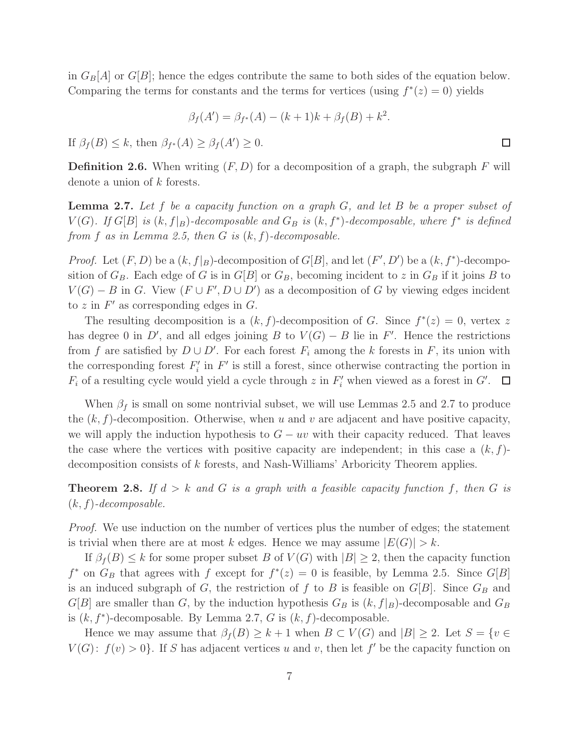in $G_B[A]$ or $G[B]$; hence the edges contribute the same to both sides of the equation below. Comparing the terms for constants and the terms for vertices (using $f^*(z) = 0$) yields

$$\beta_f(A') = \beta_{f^*}(A) - (k+1)k + \beta_f(B) + k^2.$$

If $\beta_f(B) \leq k$, then $\beta_{f^*}(A) \geq \beta_f(A') \geq 0$. $\square$

**Definition 2.6.** When writing $(F, D)$ for a decomposition of a graph, the subgraph $F$ will denote a union of $k$ forests.

**Lemma 2.7.** *Let $f$ be a capacity function on a graph $G$, and let $B$ be a proper subset of $V(G)$. If $G[B]$ is $(k, f|_B)$-decomposable and $G_B$ is $(k, f^*)$-decomposable, where $f^*$ is defined from $f$ as in Lemma 2.5, then $G$ is $(k, f)$-decomposable.*

*Proof.* Let $(F, D)$ be a $(k, f|_B)$-decomposition of $G[B]$, and let $(F', D')$ be a $(k, f^*)$-decomposition of $G_B$. Each edge of $G$ is in $G[B]$ or $G_B$, becoming incident to $z$ in $G_B$ if it joins $B$ to $V(G) - B$ in $G$. View $(F \cup F', D \cup D')$ as a decomposition of $G$ by viewing edges incident to $z$ in $F'$ as corresponding edges in $G$.

The resulting decomposition is a $(k, f)$-decomposition of $G$. Since $f^*(z) = 0$, vertex $z$ has degree 0 in $D'$, and all edges joining $B$ to $V(G) - B$ lie in $F'$. Hence the restrictions from $f$ are satisfied by $D \cup D'$. For each forest $F_i$ among the $k$ forests in $F$, its union with the corresponding forest $F'_i$ in $F'$ is still a forest, since otherwise contracting the portion in $F_i$ of a resulting cycle would yield a cycle through $z$ in $F'_i$ when viewed as a forest in $G'$. $\square$

When $\beta_f$ is small on some nontrivial subset, we will use Lemmas 2.5 and 2.7 to produce the $(k, f)$-decomposition. Otherwise, when $u$ and $v$ are adjacent and have positive capacity, we will apply the induction hypothesis to $G - uv$ with their capacity reduced. That leaves the case where the vertices with positive capacity are independent; in this case a $(k, f)$-decomposition consists of $k$ forests, and Nash-Williams' Arboricity Theorem applies.

**Theorem 2.8.** *If $d > k$ and $G$ is a graph with a feasible capacity function $f$, then $G$ is $(k, f)$-decomposable.*

*Proof.* We use induction on the number of vertices plus the number of edges; the statement is trivial when there are at most $k$ edges. Hence we may assume $|E(G)| > k$.

If $\beta_f(B) \leq k$ for some proper subset $B$ of $V(G)$ with $|B| \geq 2$, then the capacity function $f^*$ on $G_B$ that agrees with $f$ except for $f^*(z) = 0$ is feasible, by Lemma 2.5. Since $G[B]$ is an induced subgraph of $G$, the restriction of $f$ to $B$ is feasible on $G[B]$. Since $G_B$ and $G[B]$ are smaller than $G$, by the induction hypothesis $G_B$ is $(k, f|_B)$-decomposable and $G_B$ is $(k, f^*)$-decomposable. By Lemma 2.7, $G$ is $(k, f)$-decomposable.

Hence we may assume that $\beta_f(B) \geq k+1$ when $B \subset V(G)$ and $|B| \geq 2$. Let $S = \{v \in V(G) \colon f(v) > 0\}$. If $S$ has adjacent vertices $u$ and $v$, then let $f'$ be the capacity function on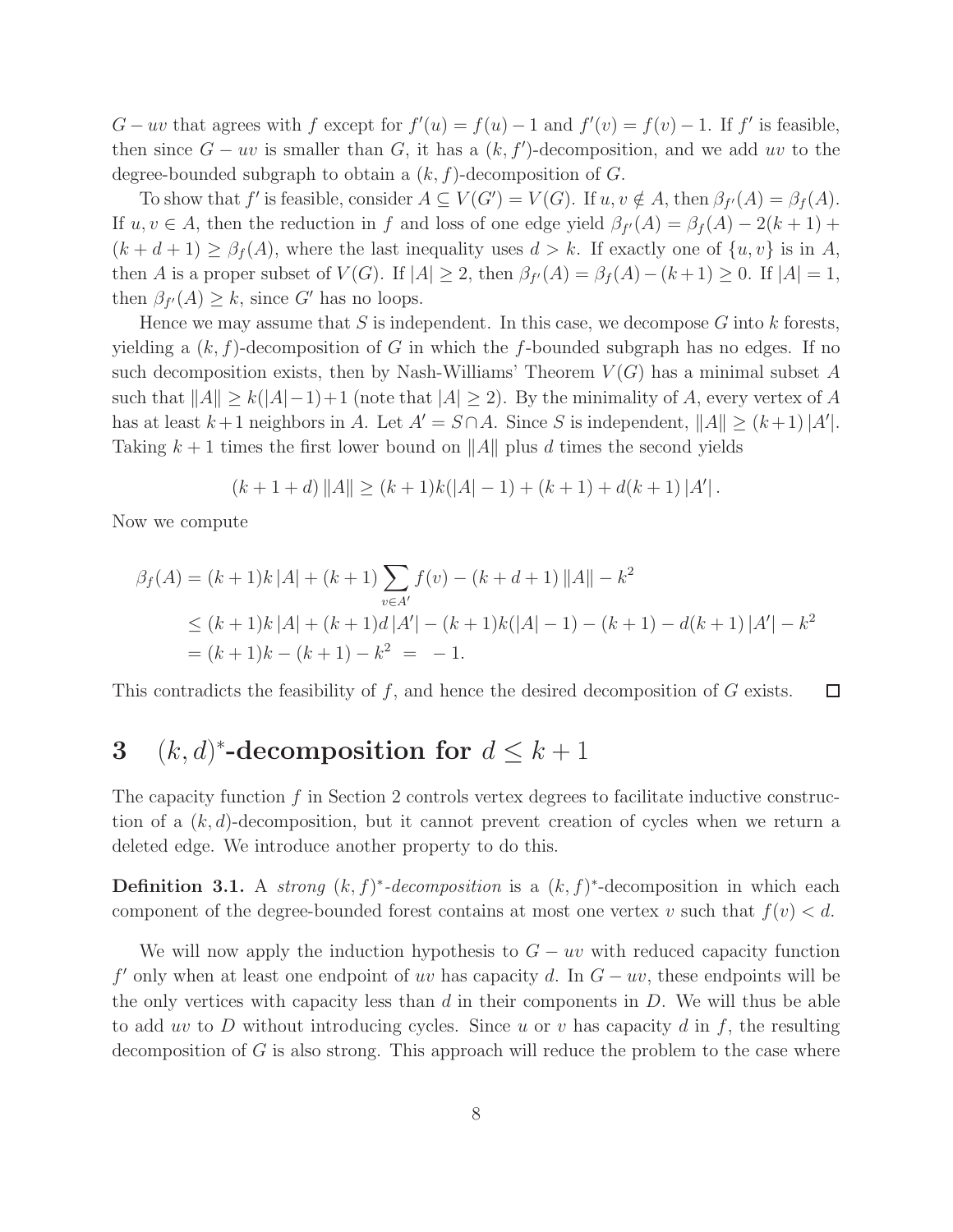$G - uv$ that agrees with $f$ except for $f'(u) = f(u) - 1$ and $f'(v) = f(v) - 1$. If $f'$ is feasible, then since $G - uv$ is smaller than $G$, it has a $(k, f')$-decomposition, and we add $uv$ to the degree-bounded subgraph to obtain a $(k, f)$-decomposition of $G$.

To show that $f'$ is feasible, consider $A \subseteq V(G') = V(G)$. If $u, v \notin A$, then $\beta_{f'}(A) = \beta_f(A)$. If $u, v \in A$, then the reduction in $f$ and loss of one edge yield $\beta_{f'}(A) = \beta_f(A) - 2(k+1) + (k+d+1) \geq \beta_f(A)$, where the last inequality uses $d > k$. If exactly one of $\{u, v\}$ is in $A$, then $A$ is a proper subset of $V(G)$. If $|A| \geq 2$, then $\beta_{f'}(A) = \beta_f(A) - (k+1) \geq 0$. If $|A| = 1$, then $\beta_{f'}(A) \geq k$, since $G'$ has no loops.

Hence we may assume that $S$ is independent. In this case, we decompose $G$ into $k$ forests, yielding a $(k, f)$-decomposition of $G$ in which the $f$-bounded subgraph has no edges. If no such decomposition exists, then by Nash-Williams' Theorem $V(G)$ has a minimal subset $A$ such that $\|A\| \geq k(|A|-1)+1$ (note that $|A| \geq 2$). By the minimality of $A$, every vertex of $A$ has at least $k+1$ neighbors in $A$. Let $A' = S \cap A$. Since $S$ is independent, $\|A\| \geq (k+1)\,|A'|$. Taking $k+1$ times the first lower bound on $\|A\|$ plus $d$ times the second yields

$$(k+1+d)\,\|A\| \geq (k+1)k(|A|-1) + (k+1) + d(k+1)\,|A'|\,.$$

Now we compute

$$\begin{aligned}
\beta_f(A) &= (k+1)k\,|A| + (k+1)\sum_{v \in A'} f(v) - (k+d+1)\,\|A\| - k^2 \\
&\leq (k+1)k\,|A| + (k+1)d\,|A'| - (k+1)k(|A|-1) - (k+1) - d(k+1)\,|A'| - k^2 \\
&= (k+1)k - (k+1) - k^2 \;=\; -1.
\end{aligned}$$

This contradicts the feasibility of $f$, and hence the desired decomposition of $G$ exists. $\square$

# 3 $(k, d)^*$-decomposition for $d \leq k+1$

The capacity function $f$ in Section 2 controls vertex degrees to facilitate inductive construction of a $(k, d)$-decomposition, but it cannot prevent creation of cycles when we return a deleted edge. We introduce another property to do this.

**Definition 3.1.** A *strong $(k, f)^*$-decomposition* is a $(k, f)^*$-decomposition in which each component of the degree-bounded forest contains at most one vertex $v$ such that $f(v) < d$.

We will now apply the induction hypothesis to $G - uv$ with reduced capacity function $f'$ only when at least one endpoint of $uv$ has capacity $d$. In $G - uv$, these endpoints will be the only vertices with capacity less than $d$ in their components in $D$. We will thus be able to add $uv$ to $D$ without introducing cycles. Since $u$ or $v$ has capacity $d$ in $f$, the resulting decomposition of $G$ is also strong. This approach will reduce the problem to the case where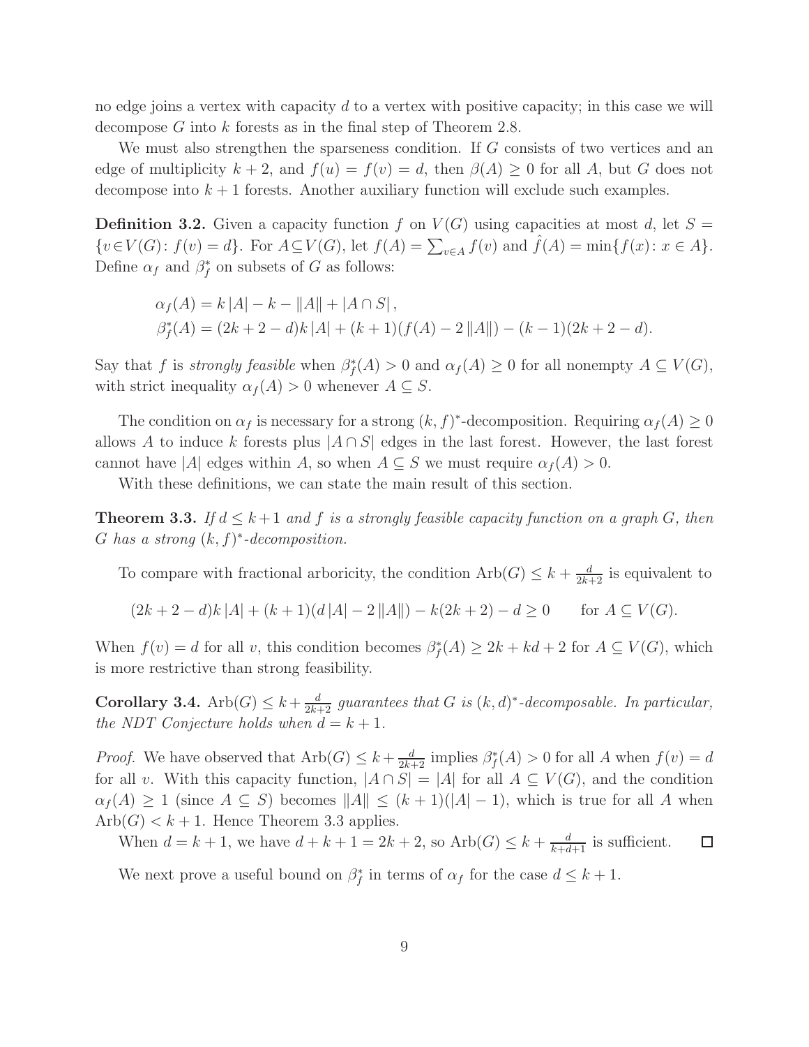no edge joins a vertex with capacity $d$ to a vertex with positive capacity; in this case we will decompose $G$ into $k$ forests as in the final step of Theorem 2.8.

We must also strengthen the sparseness condition. If $G$ consists of two vertices and an edge of multiplicity $k+2$, and $f(u) = f(v) = d$, then $\beta(A) \geq 0$ for all $A$, but $G$ does not decompose into $k+1$ forests. Another auxiliary function will exclude such examples.

**Definition 3.2.** Given a capacity function $f$ on $V(G)$ using capacities at most $d$, let $S = \{v \in V(G) \colon f(v) = d\}$. For $A \subseteq V(G)$, let $f(A) = \sum_{v \in A} f(v)$ and $\hat{f}(A) = \min\{f(x) \colon x \in A\}$. Define $\alpha_f$ and $\beta^*_f$ on subsets of $G$ as follows:

$$\alpha_f(A) = k\,|A| - k - \|A\| + |A \cap S|\,,$$
$$\beta^*_f(A) = (2k+2-d)k\,|A| + (k+1)(f(A) - 2\,\|A\|) - (k-1)(2k+2-d).$$

Say that $f$ is *strongly feasible* when $\beta^*_f(A) > 0$ and $\alpha_f(A) \geq 0$ for all nonempty $A \subseteq V(G)$, with strict inequality $\alpha_f(A) > 0$ whenever $A \subseteq S$.

The condition on $\alpha_f$ is necessary for a strong $(k,f)^*$-decomposition. Requiring $\alpha_f(A) \geq 0$ allows $A$ to induce $k$ forests plus $|A \cap S|$ edges in the last forest. However, the last forest cannot have $|A|$ edges within $A$, so when $A \subseteq S$ we must require $\alpha_f(A) > 0$.

With these definitions, we can state the main result of this section.

**Theorem 3.3.** *If $d \leq k+1$ and $f$ is a strongly feasible capacity function on a graph $G$, then $G$ has a strong $(k,f)^*$-decomposition.*

To compare with fractional arboricity, the condition $\mathrm{Arb}(G) \leq k + \frac{d}{2k+2}$ is equivalent to

$$(2k+2-d)k\,|A| + (k+1)(d\,|A| - 2\,\|A\|) - k(2k+2) - d \geq 0 \qquad \text{for } A \subseteq V(G).$$

When $f(v) = d$ for all $v$, this condition becomes $\beta^*_f(A) \geq 2k + kd + 2$ for $A \subseteq V(G)$, which is more restrictive than strong feasibility.

**Corollary 3.4.** *$\mathrm{Arb}(G) \leq k + \frac{d}{2k+2}$ guarantees that $G$ is $(k,d)^*$-decomposable. In particular, the NDT Conjecture holds when $d = k+1$.*

*Proof.* We have observed that $\mathrm{Arb}(G) \leq k + \frac{d}{2k+2}$ implies $\beta^*_f(A) > 0$ for all $A$ when $f(v) = d$ for all $v$. With this capacity function, $|A \cap S| = |A|$ for all $A \subseteq V(G)$, and the condition $\alpha_f(A) \geq 1$ (since $A \subseteq S$) becomes $\|A\| \leq (k+1)(|A|-1)$, which is true for all $A$ when $\mathrm{Arb}(G) < k+1$. Hence Theorem 3.3 applies.

When $d = k+1$, we have $d + k + 1 = 2k+2$, so $\mathrm{Arb}(G) \leq k + \frac{d}{k+d+1}$ is sufficient. $\square$

We next prove a useful bound on $\beta^*_f$ in terms of $\alpha_f$ for the case $d \leq k+1$.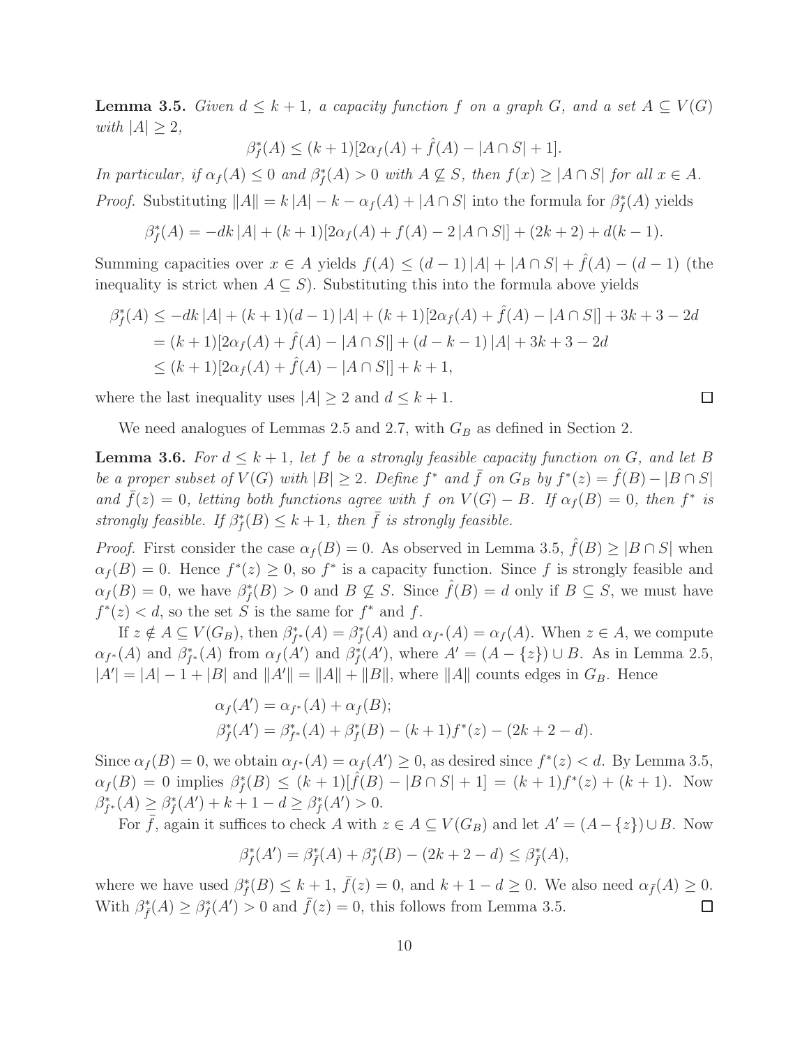**Lemma 3.5.** *Given $d \le k+1$, a capacity function $f$ on a graph $G$, and a set $A \subseteq V(G)$ with $|A| \ge 2$,*

$$\beta^*_f(A) \le (k+1)[2\alpha_f(A) + \hat{f}(A) - |A \cap S| + 1].$$

*In particular, if $\alpha_f(A) \le 0$ and $\beta^*_f(A) > 0$ with $A \not\subseteq S$, then $f(x) \ge |A \cap S|$ for all $x \in A$.*

*Proof.* Substituting $\|A\| = k|A| - k - \alpha_f(A) + |A \cap S|$ into the formula for $\beta^*_f(A)$ yields

$$\beta^*_f(A) = -dk|A| + (k+1)[2\alpha_f(A) + f(A) - 2|A \cap S|] + (2k+2) + d(k-1).$$

Summing capacities over $x \in A$ yields $f(A) \le (d-1)|A| + |A \cap S| + \hat{f}(A) - (d-1)$ (the inequality is strict when $A \subseteq S$). Substituting this into the formula above yields

$$\begin{aligned}
\beta^*_f(A) &\le -dk|A| + (k+1)(d-1)|A| + (k+1)[2\alpha_f(A) + \hat{f}(A) - |A \cap S|] + 3k + 3 - 2d \\
&= (k+1)[2\alpha_f(A) + \hat{f}(A) - |A \cap S|] + (d-k-1)|A| + 3k + 3 - 2d \\
&\le (k+1)[2\alpha_f(A) + \hat{f}(A) - |A \cap S|] + k + 1,
\end{aligned}$$

where the last inequality uses $|A| \ge 2$ and $d \le k+1$. □

We need analogues of Lemmas 2.5 and 2.7, with $G_B$ as defined in Section 2.

**Lemma 3.6.** *For $d \le k+1$, let $f$ be a strongly feasible capacity function on $G$, and let $B$ be a proper subset of $V(G)$ with $|B| \ge 2$. Define $f^*$ and $\bar{f}$ on $G_B$ by $f^*(z) = \hat{f}(B) - |B \cap S|$ and $\bar{f}(z) = 0$, letting both functions agree with $f$ on $V(G) - B$. If $\alpha_f(B) = 0$, then $f^*$ is strongly feasible. If $\beta^*_f(B) \le k+1$, then $\bar{f}$ is strongly feasible.*

*Proof.* First consider the case $\alpha_f(B) = 0$. As observed in Lemma 3.5, $\hat{f}(B) \ge |B \cap S|$ when $\alpha_f(B) = 0$. Hence $f^*(z) \ge 0$, so $f^*$ is a capacity function. Since $f$ is strongly feasible and $\alpha_f(B) = 0$, we have $\beta^*_f(B) > 0$ and $B \not\subseteq S$. Since $\hat{f}(B) = d$ only if $B \subseteq S$, we must have $f^*(z) < d$, so the set $S$ is the same for $f^*$ and $f$.

If $z \notin A \subseteq V(G_B)$, then $\beta^*_{f^*}(A) = \beta^*_f(A)$ and $\alpha_{f^*}(A) = \alpha_f(A)$. When $z \in A$, we compute $\alpha_{f^*}(A)$ and $\beta^*_{f^*}(A)$ from $\alpha_f(A')$ and $\beta^*_f(A')$, where $A' = (A - \{z\}) \cup B$. As in Lemma 2.5, $|A'| = |A| - 1 + |B|$ and $\|A'\| = \|A\| + \|B\|$, where $\|A\|$ counts edges in $G_B$. Hence

$$\begin{aligned}
&\alpha_f(A') = \alpha_{f^*}(A) + \alpha_f(B); \\
&\beta^*_f(A') = \beta^*_{f^*}(A) + \beta^*_f(B) - (k+1)f^*(z) - (2k+2-d).
\end{aligned}$$

Since $\alpha_f(B) = 0$, we obtain $\alpha_{f^*}(A) = \alpha_f(A') \ge 0$, as desired since $f^*(z) < d$. By Lemma 3.5, $\alpha_f(B) = 0$ implies $\beta^*_f(B) \le (k+1)[\hat{f}(B) - |B \cap S| + 1] = (k+1)f^*(z) + (k+1)$. Now $\beta^*_{f^*}(A) \ge \beta^*_f(A') + k + 1 - d \ge \beta^*_f(A') > 0$.

For $\bar{f}$, again it suffices to check $A$ with $z \in A \subseteq V(G_B)$ and let $A' = (A - \{z\}) \cup B$. Now

$$\beta^*_f(A') = \beta^*_{\bar{f}}(A) + \beta^*_f(B) - (2k+2-d) \le \beta^*_{\bar{f}}(A),$$

where we have used $\beta^*_f(B) \le k+1$, $\bar{f}(z) = 0$, and $k+1-d \ge 0$. We also need $\alpha_{\bar{f}}(A) \ge 0$. With $\beta^*_{\bar{f}}(A) \ge \beta^*_f(A') > 0$ and $\bar{f}(z) = 0$, this follows from Lemma 3.5. □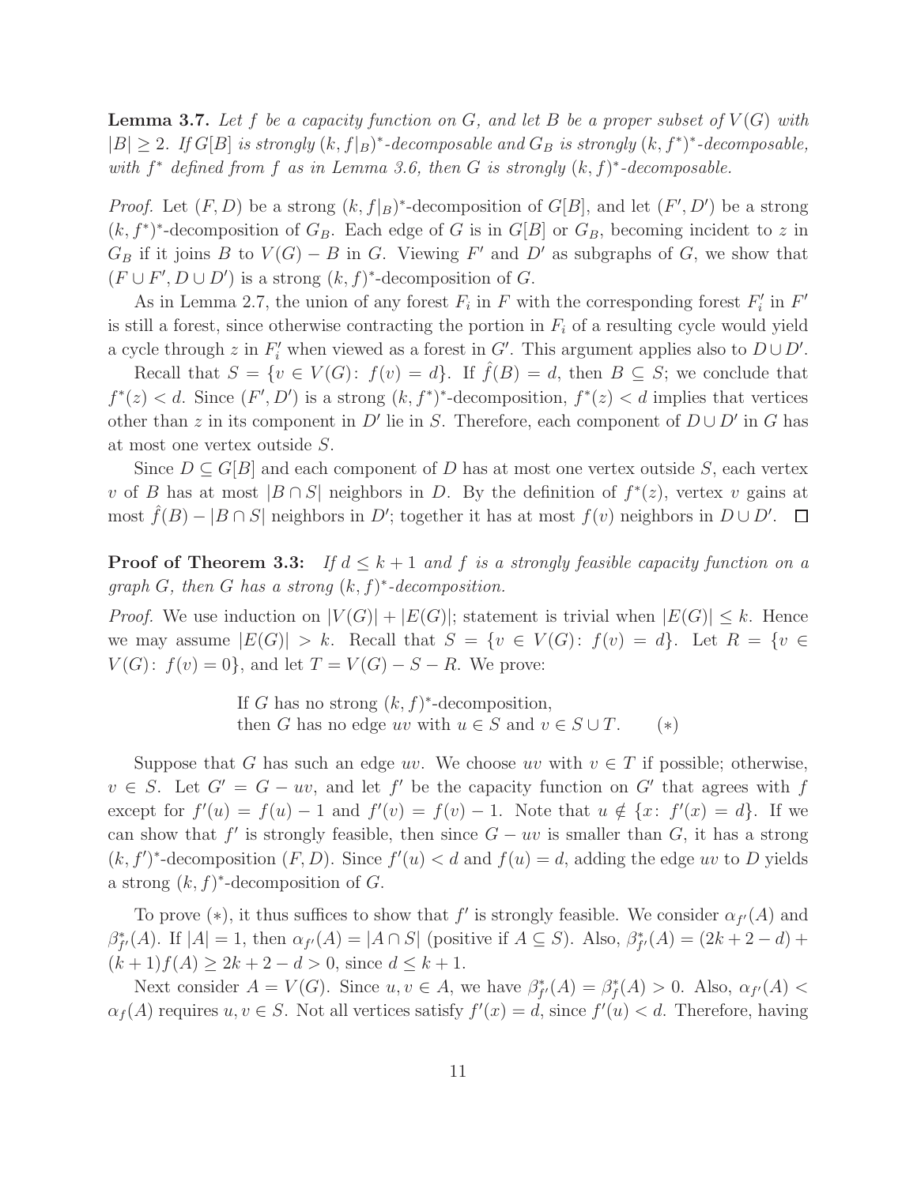**Lemma 3.7.** *Let $f$ be a capacity function on $G$, and let $B$ be a proper subset of $V(G)$ with $|B| \ge 2$. If $G[B]$ is strongly $(k, f|_B)^*$-decomposable and $G_B$ is strongly $(k, f^*)^*$-decomposable, with $f^*$ defined from $f$ as in Lemma 3.6, then $G$ is strongly $(k, f)^*$-decomposable.*

*Proof.* Let $(F, D)$ be a strong $(k, f|_B)^*$-decomposition of $G[B]$, and let $(F', D')$ be a strong $(k, f^*)^*$-decomposition of $G_B$. Each edge of $G$ is in $G[B]$ or $G_B$, becoming incident to $z$ in $G_B$ if it joins $B$ to $V(G) - B$ in $G$. Viewing $F'$ and $D'$ as subgraphs of $G$, we show that $(F \cup F', D \cup D')$ is a strong $(k, f)^*$-decomposition of $G$.

As in Lemma 2.7, the union of any forest $F_i$ in $F$ with the corresponding forest $F'_i$ in $F'$ is still a forest, since otherwise contracting the portion in $F_i$ of a resulting cycle would yield a cycle through $z$ in $F'_i$ when viewed as a forest in $G'$. This argument applies also to $D \cup D'$.

Recall that $S = \{v \in V(G) \colon f(v) = d\}$. If $\hat{f}(B) = d$, then $B \subseteq S$; we conclude that $f^*(z) < d$. Since $(F', D')$ is a strong $(k, f^*)^*$-decomposition, $f^*(z) < d$ implies that vertices other than $z$ in its component in $D'$ lie in $S$. Therefore, each component of $D \cup D'$ in $G$ has at most one vertex outside $S$.

Since $D \subseteq G[B]$ and each component of $D$ has at most one vertex outside $S$, each vertex $v$ of $B$ has at most $|B \cap S|$ neighbors in $D$. By the definition of $f^*(z)$, vertex $v$ gains at most $\hat{f}(B) - |B \cap S|$ neighbors in $D'$; together it has at most $f(v)$ neighbors in $D \cup D'$. $\square$

**Proof of Theorem 3.3:** *If $d \le k+1$ and $f$ is a strongly feasible capacity function on a graph $G$, then $G$ has a strong $(k, f)^*$-decomposition.*

*Proof.* We use induction on $|V(G)| + |E(G)|$; statement is trivial when $|E(G)| \le k$. Hence we may assume $|E(G)| > k$. Recall that $S = \{v \in V(G) \colon f(v) = d\}$. Let $R = \{v \in V(G) \colon f(v) = 0\}$, and let $T = V(G) - S - R$. We prove:

$$\begin{array}{l}\text{If } G \text{ has no strong } (k,f)^*\text{-decomposition,} \\ \text{then } G \text{ has no edge } uv \text{ with } u \in S \text{ and } v \in S \cup T. \qquad (*)\end{array}$$

Suppose that $G$ has such an edge $uv$. We choose $uv$ with $v \in T$ if possible; otherwise, $v \in S$. Let $G' = G - uv$, and let $f'$ be the capacity function on $G'$ that agrees with $f$ except for $f'(u) = f(u) - 1$ and $f'(v) = f(v) - 1$. Note that $u \notin \{x \colon f'(x) = d\}$. If we can show that $f'$ is strongly feasible, then since $G - uv$ is smaller than $G$, it has a strong $(k, f')^*$-decomposition $(F, D)$. Since $f'(u) < d$ and $f(u) = d$, adding the edge $uv$ to $D$ yields a strong $(k, f)^*$-decomposition of $G$.

To prove $(*)$, it thus suffices to show that $f'$ is strongly feasible. We consider $\alpha_{f'}(A)$ and $\beta^*_{f'}(A)$. If $|A| = 1$, then $\alpha_{f'}(A) = |A \cap S|$ (positive if $A \subseteq S$). Also, $\beta^*_{f'}(A) = (2k + 2 - d) + (k+1)f(A) \ge 2k + 2 - d > 0$, since $d \le k+1$.

Next consider $A = V(G)$. Since $u, v \in A$, we have $\beta^*_{f'}(A) = \beta^*_f(A) > 0$. Also, $\alpha_{f'}(A) < \alpha_f(A)$ requires $u, v \in S$. Not all vertices satisfy $f'(x) = d$, since $f'(u) < d$. Therefore, having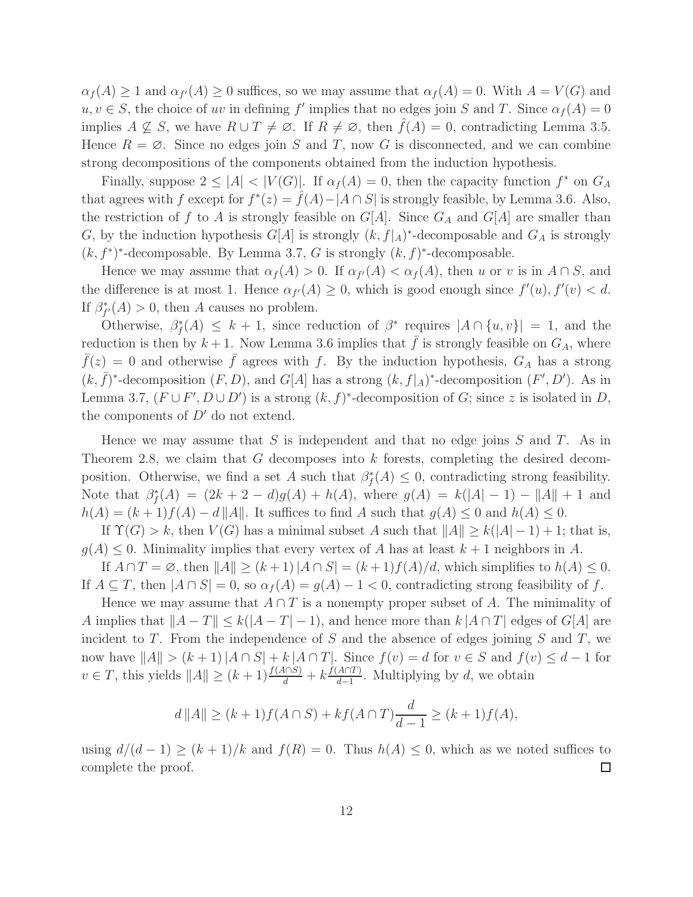$\alpha_f(A) \ge 1$ and $\alpha_{f'}(A) \ge 0$ suffices, so we may assume that $\alpha_f(A) = 0$. With $A = V(G)$ and $u, v \in S$, the choice of $uv$ in defining $f'$ implies that no edges join $S$ and $T$. Since $\alpha_f(A) = 0$ implies $A \not\subseteq S$, we have $R \cup T \ne \varnothing$. If $R \ne \varnothing$, then $\hat{f}(A) = 0$, contradicting Lemma 3.5. Hence $R = \varnothing$. Since no edges join $S$ and $T$, now $G$ is disconnected, and we can combine strong decompositions of the components obtained from the induction hypothesis.

Finally, suppose $2 \le |A| < |V(G)|$. If $\alpha_f(A) = 0$, then the capacity function $f^*$ on $G_A$ that agrees with $f$ except for $f^*(z) = \hat{f}(A) - |A \cap S|$ is strongly feasible, by Lemma 3.6. Also, the restriction of $f$ to $A$ is strongly feasible on $G[A]$. Since $G_A$ and $G[A]$ are smaller than $G$, by the induction hypothesis $G[A]$ is strongly $(k, f|_A)^*$-decomposable and $G_A$ is strongly $(k, f^*)^*$-decomposable. By Lemma 3.7, $G$ is strongly $(k, f)^*$-decomposable.

Hence we may assume that $\alpha_f(A) > 0$. If $\alpha_{f'}(A) < \alpha_f(A)$, then $u$ or $v$ is in $A \cap S$, and the difference is at most 1. Hence $\alpha_{f'}(A) \ge 0$, which is good enough since $f'(u), f'(v) < d$. If $\beta^*_{f'}(A) > 0$, then $A$ causes no problem.

Otherwise, $\beta^*_f(A) \le k + 1$, since reduction of $\beta^*$ requires $|A \cap \{u, v\}| = 1$, and the reduction is then by $k+1$. Now Lemma 3.6 implies that $\bar{f}$ is strongly feasible on $G_A$, where $\bar{f}(z) = 0$ and otherwise $\bar{f}$ agrees with $f$. By the induction hypothesis, $G_A$ has a strong $(k, \bar{f})^*$-decomposition $(F, D)$, and $G[A]$ has a strong $(k, f|_A)^*$-decomposition $(F', D')$. As in Lemma 3.7, $(F \cup F', D \cup D')$ is a strong $(k, f)^*$-decomposition of $G$; since $z$ is isolated in $D$, the components of $D'$ do not extend.

Hence we may assume that $S$ is independent and that no edge joins $S$ and $T$. As in Theorem 2.8, we claim that $G$ decomposes into $k$ forests, completing the desired decomposition. Otherwise, we find a set $A$ such that $\beta^*_f(A) \le 0$, contradicting strong feasibility. Note that $\beta^*_f(A) = (2k + 2 - d)g(A) + h(A)$, where $g(A) = k(|A| - 1) - \|A\| + 1$ and $h(A) = (k+1)f(A) - d\|A\|$. It suffices to find $A$ such that $g(A) \le 0$ and $h(A) \le 0$.

If $\Upsilon(G) > k$, then $V(G)$ has a minimal subset $A$ such that $\|A\| \ge k(|A| - 1) + 1$; that is, $g(A) \le 0$. Minimality implies that every vertex of $A$ has at least $k+1$ neighbors in $A$.

If $A \cap T = \varnothing$, then $\|A\| \ge (k+1)|A \cap S| = (k+1)f(A)/d$, which simplifies to $h(A) \le 0$. If $A \subseteq T$, then $|A \cap S| = 0$, so $\alpha_f(A) = g(A) - 1 < 0$, contradicting strong feasibility of $f$.

Hence we may assume that $A \cap T$ is a nonempty proper subset of $A$. The minimality of $A$ implies that $\|A - T\| \le k(|A - T| - 1)$, and hence more than $k|A \cap T|$ edges of $G[A]$ are incident to $T$. From the independence of $S$ and the absence of edges joining $S$ and $T$, we now have $\|A\| > (k+1)|A \cap S| + k|A \cap T|$. Since $f(v) = d$ for $v \in S$ and $f(v) \le d - 1$ for $v \in T$, this yields $\|A\| \ge (k+1)\frac{f(A \cap S)}{d} + k\frac{f(A \cap T)}{d-1}$. Multiplying by $d$, we obtain

$$d\|A\| \ge (k+1)f(A \cap S) + kf(A \cap T)\frac{d}{d-1} \ge (k+1)f(A),$$

using $d/(d-1) \ge (k+1)/k$ and $f(R) = 0$. Thus $h(A) \le 0$, which as we noted suffices to complete the proof. $\square$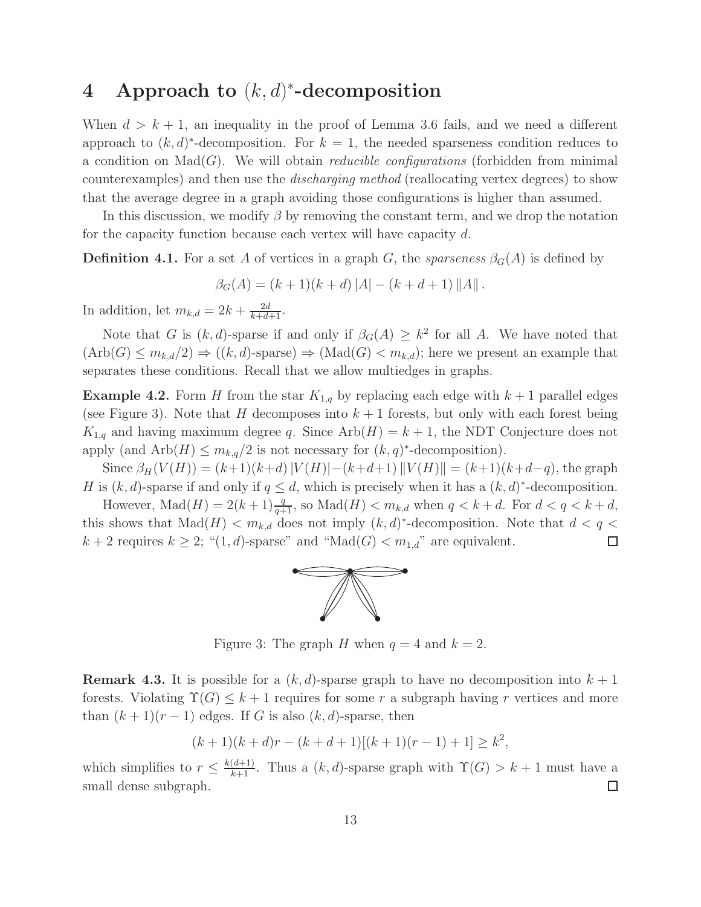## 4 Approach to $(k,d)^*$-decomposition

When $d > k+1$, an inequality in the proof of Lemma 3.6 fails, and we need a different approach to $(k,d)^*$-decomposition. For $k = 1$, the needed sparseness condition reduces to a condition on $\mathrm{Mad}(G)$. We will obtain *reducible configurations* (forbidden from minimal counterexamples) and then use the *discharging method* (reallocating vertex degrees) to show that the average degree in a graph avoiding those configurations is higher than assumed.

In this discussion, we modify $\beta$ by removing the constant term, and we drop the notation for the capacity function because each vertex will have capacity $d$.

**Definition 4.1.** For a set $A$ of vertices in a graph $G$, the *sparseness* $\beta_G(A)$ is defined by

$$\beta_G(A) = (k+1)(k+d)\,|A| - (k+d+1)\,\|A\|\,.$$

In addition, let $m_{k,d} = 2k + \frac{2d}{k+d+1}$.

Note that $G$ is $(k,d)$-sparse if and only if $\beta_G(A) \geq k^2$ for all $A$. We have noted that $(\mathrm{Arb}(G) \leq m_{k,d}/2) \Rightarrow ((k,d)\text{-sparse}) \Rightarrow (\mathrm{Mad}(G) < m_{k,d})$; here we present an example that separates these conditions. Recall that we allow multiedges in graphs.

**Example 4.2.** Form $H$ from the star $K_{1,q}$ by replacing each edge with $k+1$ parallel edges (see Figure 3). Note that $H$ decomposes into $k+1$ forests, but only with each forest being $K_{1,q}$ and having maximum degree $q$. Since $\mathrm{Arb}(H) = k+1$, the NDT Conjecture does not apply (and $\mathrm{Arb}(H) \leq m_{k,q}/2$ is not necessary for $(k,q)^*$-decomposition).

Since $\beta_H(V(H)) = (k+1)(k+d)\,|V(H)| - (k+d+1)\,\|V(H)\| = (k+1)(k+d-q)$, the graph $H$ is $(k,d)$-sparse if and only if $q \leq d$, which is precisely when it has a $(k,d)^*$-decomposition.

However, $\mathrm{Mad}(H) = 2(k+1)\frac{q}{q+1}$, so $\mathrm{Mad}(H) < m_{k,d}$ when $q < k+d$. For $d < q < k+d$, this shows that $\mathrm{Mad}(H) < m_{k,d}$ does not imply $(k,d)^*$-decomposition. Note that $d < q < k+2$ requires $k \geq 2$; "$(1,d)$-sparse" and "$\mathrm{Mad}(G) < m_{1,d}$" are equivalent. □

Figure 3: The graph $H$ when $q = 4$ and $k = 2$.

**Remark 4.3.** It is possible for a $(k,d)$-sparse graph to have no decomposition into $k+1$ forests. Violating $\Upsilon(G) \leq k+1$ requires for some $r$ a subgraph having $r$ vertices and more than $(k+1)(r-1)$ edges. If $G$ is also $(k,d)$-sparse, then

$$(k+1)(k+d)r - (k+d+1)[(k+1)(r-1)+1] \geq k^2,$$

which simplifies to $r \leq \frac{k(d+1)}{k+1}$. Thus a $(k,d)$-sparse graph with $\Upsilon(G) > k+1$ must have a small dense subgraph. □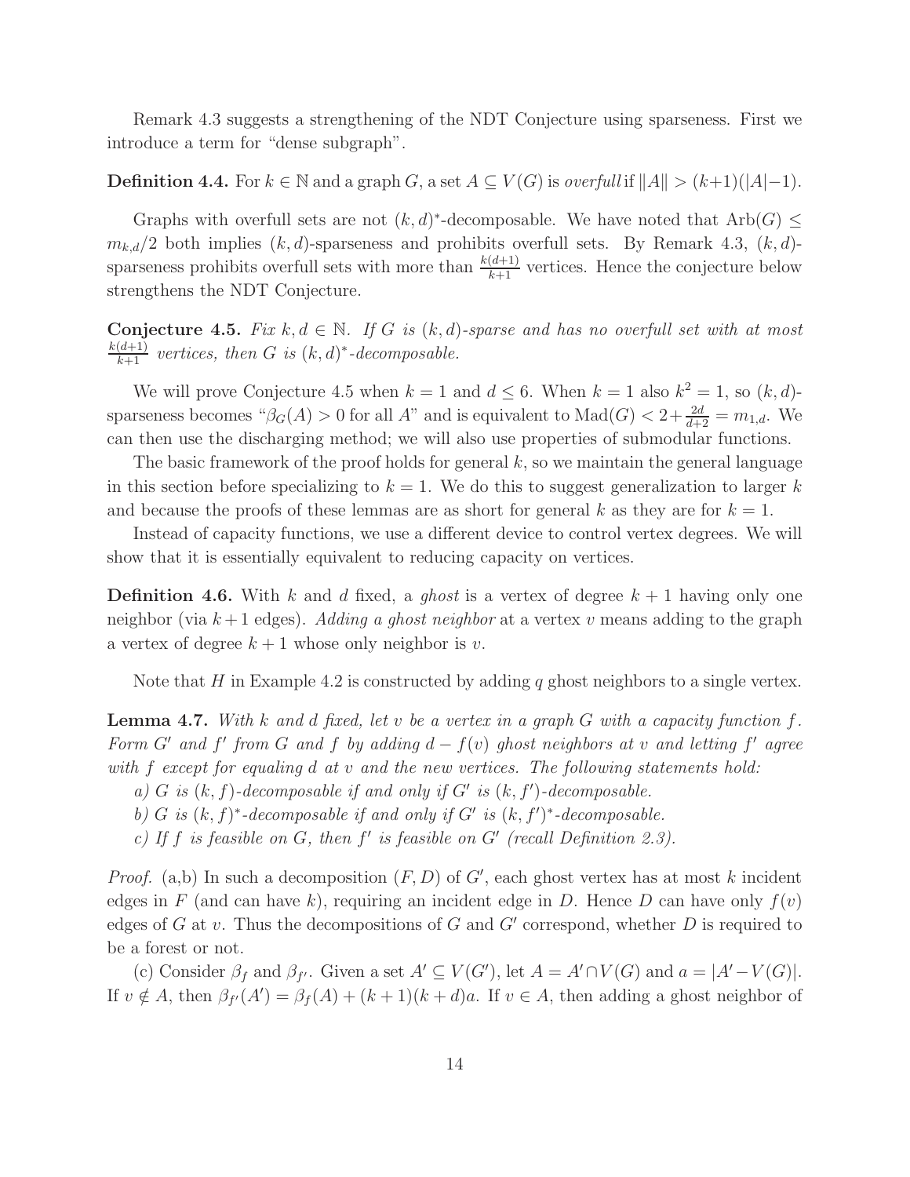Remark 4.3 suggests a strengthening of the NDT Conjecture using sparseness. First we introduce a term for "dense subgraph".

**Definition 4.4.** For $k \in \mathbb{N}$ and a graph $G$, a set $A \subseteq V(G)$ is *overfull* if $\|A\| > (k+1)(|A|-1)$.

Graphs with overfull sets are not $(k,d)^*$-decomposable. We have noted that $\mathrm{Arb}(G) \leq m_{k,d}/2$ both implies $(k,d)$-sparseness and prohibits overfull sets. By Remark 4.3, $(k,d)$-sparseness prohibits overfull sets with more than $\frac{k(d+1)}{k+1}$ vertices. Hence the conjecture below strengthens the NDT Conjecture.

**Conjecture 4.5.** *Fix $k,d \in \mathbb{N}$. If $G$ is $(k,d)$-sparse and has no overfull set with at most $\frac{k(d+1)}{k+1}$ vertices, then $G$ is $(k,d)^*$-decomposable.*

We will prove Conjecture 4.5 when $k=1$ and $d \leq 6$. When $k=1$ also $k^2=1$, so $(k,d)$-sparseness becomes "$\beta_G(A) > 0$ for all $A$" and is equivalent to $\mathrm{Mad}(G) < 2 + \frac{2d}{d+2} = m_{1,d}$. We can then use the discharging method; we will also use properties of submodular functions.

The basic framework of the proof holds for general $k$, so we maintain the general language in this section before specializing to $k=1$. We do this to suggest generalization to larger $k$ and because the proofs of these lemmas are as short for general $k$ as they are for $k=1$.

Instead of capacity functions, we use a different device to control vertex degrees. We will show that it is essentially equivalent to reducing capacity on vertices.

**Definition 4.6.** With $k$ and $d$ fixed, a *ghost* is a vertex of degree $k+1$ having only one neighbor (via $k+1$ edges). *Adding a ghost neighbor* at a vertex $v$ means adding to the graph a vertex of degree $k+1$ whose only neighbor is $v$.

Note that $H$ in Example 4.2 is constructed by adding $q$ ghost neighbors to a single vertex.

**Lemma 4.7.** *With $k$ and $d$ fixed, let $v$ be a vertex in a graph $G$ with a capacity function $f$. Form $G'$ and $f'$ from $G$ and $f$ by adding $d - f(v)$ ghost neighbors at $v$ and letting $f'$ agree with $f$ except for equaling $d$ at $v$ and the new vertices. The following statements hold:*

*a) $G$ is $(k,f)$-decomposable if and only if $G'$ is $(k,f')$-decomposable.*

*b) $G$ is $(k,f)^*$-decomposable if and only if $G'$ is $(k,f')^*$-decomposable.*

*c) If $f$ is feasible on $G$, then $f'$ is feasible on $G'$ (recall Definition 2.3).*

*Proof.* (a,b) In such a decomposition $(F,D)$ of $G'$, each ghost vertex has at most $k$ incident edges in $F$ (and can have $k$), requiring an incident edge in $D$. Hence $D$ can have only $f(v)$ edges of $G$ at $v$. Thus the decompositions of $G$ and $G'$ correspond, whether $D$ is required to be a forest or not.

(c) Consider $\beta_f$ and $\beta_{f'}$. Given a set $A' \subseteq V(G')$, let $A = A' \cap V(G)$ and $a = |A' - V(G)|$. If $v \notin A$, then $\beta_{f'}(A') = \beta_f(A) + (k+1)(k+d)a$. If $v \in A$, then adding a ghost neighbor of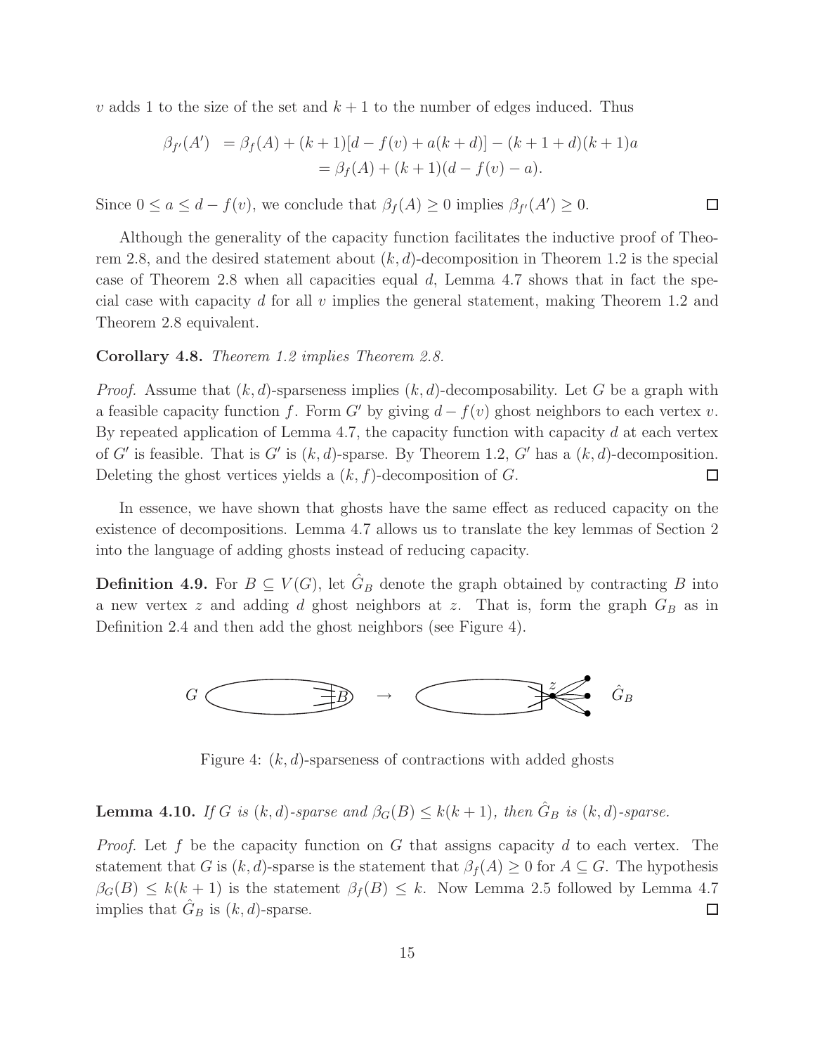$v$ adds 1 to the size of the set and $k+1$ to the number of edges induced. Thus

$$
\begin{aligned}
\beta_{f'}(A') &= \beta_f(A) + (k+1)[d - f(v) + a(k+d)] - (k+1+d)(k+1)a \\
&= \beta_f(A) + (k+1)(d - f(v) - a).
\end{aligned}
$$

Since $0 \le a \le d - f(v)$, we conclude that $\beta_f(A) \ge 0$ implies $\beta_{f'}(A') \ge 0$. □

Although the generality of the capacity function facilitates the inductive proof of Theorem 2.8, and the desired statement about $(k,d)$-decomposition in Theorem 1.2 is the special case of Theorem 2.8 when all capacities equal $d$, Lemma 4.7 shows that in fact the special case with capacity $d$ for all $v$ implies the general statement, making Theorem 1.2 and Theorem 2.8 equivalent.

**Corollary 4.8.** *Theorem 1.2 implies Theorem 2.8.*

*Proof.* Assume that $(k,d)$-sparseness implies $(k,d)$-decomposability. Let $G$ be a graph with a feasible capacity function $f$. Form $G'$ by giving $d - f(v)$ ghost neighbors to each vertex $v$. By repeated application of Lemma 4.7, the capacity function with capacity $d$ at each vertex of $G'$ is feasible. That is $G'$ is $(k,d)$-sparse. By Theorem 1.2, $G'$ has a $(k,d)$-decomposition. Deleting the ghost vertices yields a $(k,f)$-decomposition of $G$. □

In essence, we have shown that ghosts have the same effect as reduced capacity on the existence of decompositions. Lemma 4.7 allows us to translate the key lemmas of Section 2 into the language of adding ghosts instead of reducing capacity.

**Definition 4.9.** For $B \subseteq V(G)$, let $\hat{G}_B$ denote the graph obtained by contracting $B$ into a new vertex $z$ and adding $d$ ghost neighbors at $z$. That is, form the graph $G_B$ as in Definition 2.4 and then add the ghost neighbors (see Figure 4).

Figure 4: $(k,d)$-sparseness of contractions with added ghosts

**Lemma 4.10.** *If $G$ is $(k,d)$-sparse and $\beta_G(B) \le k(k+1)$, then $\hat{G}_B$ is $(k,d)$-sparse.*

*Proof.* Let $f$ be the capacity function on $G$ that assigns capacity $d$ to each vertex. The statement that $G$ is $(k,d)$-sparse is the statement that $\beta_f(A) \ge 0$ for $A \subseteq G$. The hypothesis $\beta_G(B) \le k(k+1)$ is the statement $\beta_f(B) \le k$. Now Lemma 2.5 followed by Lemma 4.7 implies that $\hat{G}_B$ is $(k,d)$-sparse. □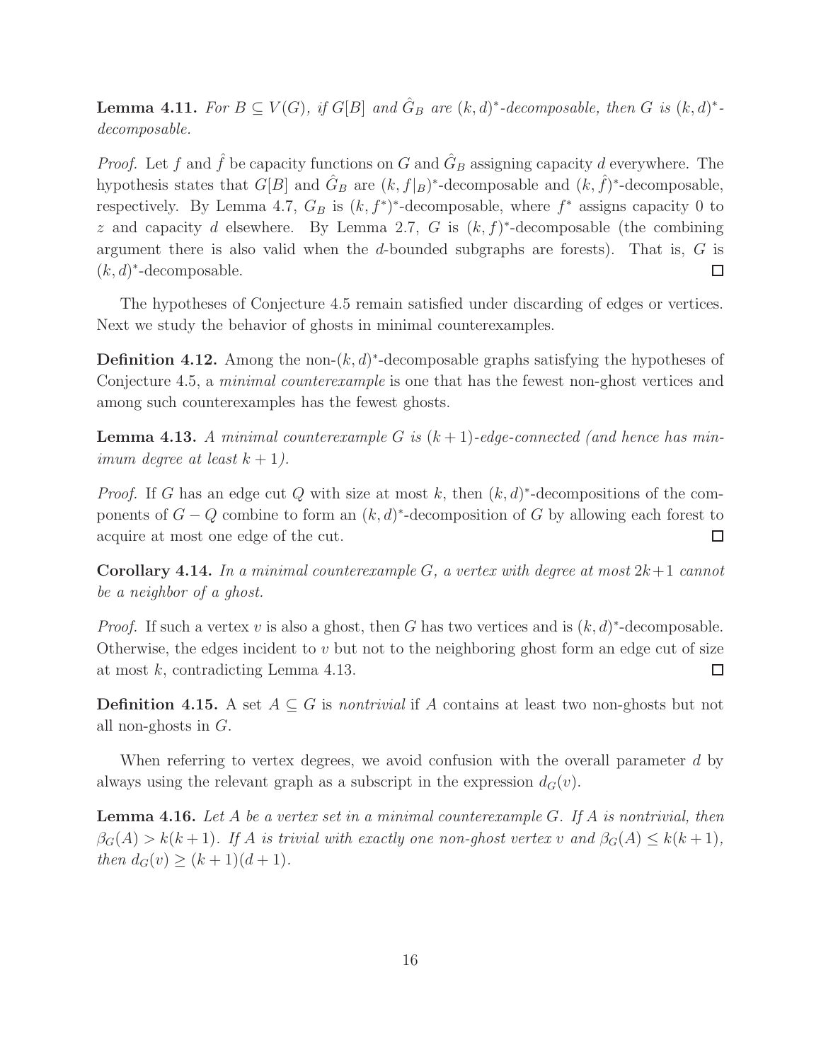**Lemma 4.11.** *For $B \subseteq V(G)$, if $G[B]$ and $\hat{G}_B$ are $(k,d)^*$-decomposable, then $G$ is $(k,d)^*$-decomposable.*

*Proof.* Let $f$ and $\hat{f}$ be capacity functions on $G$ and $\hat{G}_B$ assigning capacity $d$ everywhere. The hypothesis states that $G[B]$ and $\hat{G}_B$ are $(k, f|_B)^*$-decomposable and $(k, \hat{f})^*$-decomposable, respectively. By Lemma 4.7, $G_B$ is $(k, f^*)^*$-decomposable, where $f^*$ assigns capacity 0 to $z$ and capacity $d$ elsewhere. By Lemma 2.7, $G$ is $(k, f)^*$-decomposable (the combining argument there is also valid when the $d$-bounded subgraphs are forests). That is, $G$ is $(k,d)^*$-decomposable. □

The hypotheses of Conjecture 4.5 remain satisfied under discarding of edges or vertices. Next we study the behavior of ghosts in minimal counterexamples.

**Definition 4.12.** Among the non-$(k,d)^*$-decomposable graphs satisfying the hypotheses of Conjecture 4.5, a *minimal counterexample* is one that has the fewest non-ghost vertices and among such counterexamples has the fewest ghosts.

**Lemma 4.13.** *A minimal counterexample $G$ is $(k+1)$-edge-connected (and hence has minimum degree at least $k+1$).*

*Proof.* If $G$ has an edge cut $Q$ with size at most $k$, then $(k,d)^*$-decompositions of the components of $G - Q$ combine to form an $(k,d)^*$-decomposition of $G$ by allowing each forest to acquire at most one edge of the cut. □

**Corollary 4.14.** *In a minimal counterexample $G$, a vertex with degree at most $2k+1$ cannot be a neighbor of a ghost.*

*Proof.* If such a vertex $v$ is also a ghost, then $G$ has two vertices and is $(k,d)^*$-decomposable. Otherwise, the edges incident to $v$ but not to the neighboring ghost form an edge cut of size at most $k$, contradicting Lemma 4.13. □

**Definition 4.15.** A set $A \subseteq G$ is *nontrivial* if $A$ contains at least two non-ghosts but not all non-ghosts in $G$.

When referring to vertex degrees, we avoid confusion with the overall parameter $d$ by always using the relevant graph as a subscript in the expression $d_G(v)$.

**Lemma 4.16.** *Let $A$ be a vertex set in a minimal counterexample $G$. If $A$ is nontrivial, then $\beta_G(A) > k(k+1)$. If $A$ is trivial with exactly one non-ghost vertex $v$ and $\beta_G(A) \le k(k+1)$, then $d_G(v) \ge (k+1)(d+1)$.*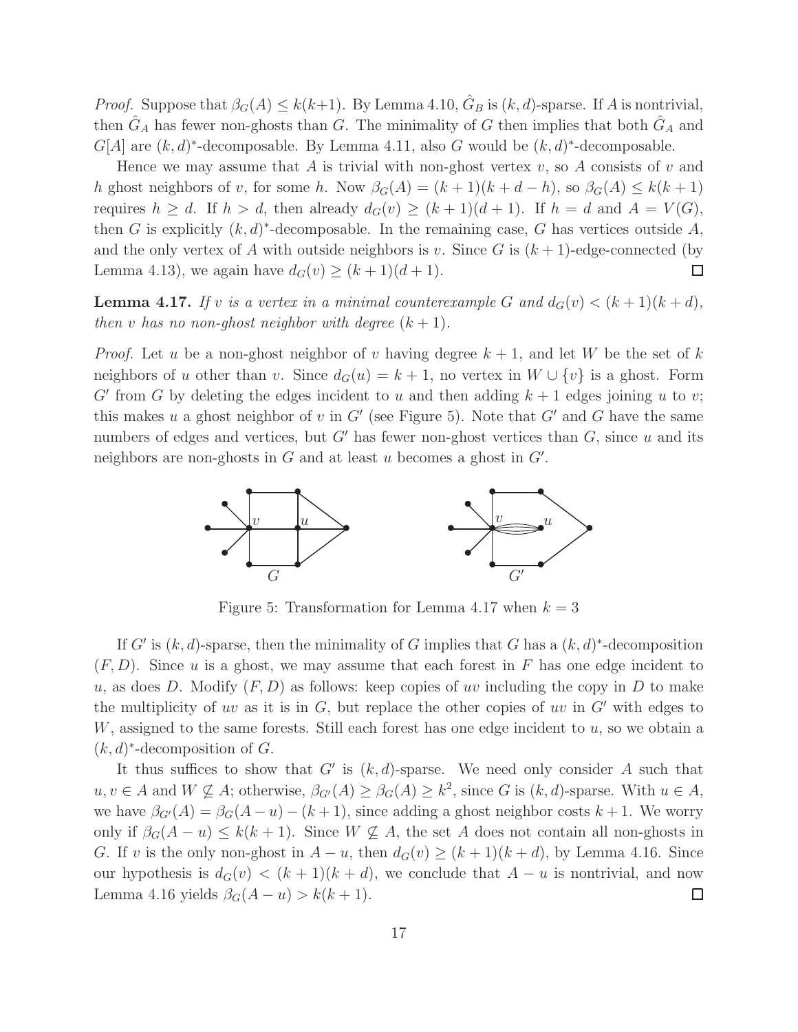*Proof.* Suppose that $\beta_G(A) \le k(k{+}1)$. By Lemma 4.10, $\hat{G}_B$ is $(k,d)$-sparse. If $A$ is nontrivial, then $\hat{G}_A$ has fewer non-ghosts than $G$. The minimality of $G$ then implies that both $\hat{G}_A$ and $G[A]$ are $(k,d)^*$-decomposable. By Lemma 4.11, also $G$ would be $(k,d)^*$-decomposable.

Hence we may assume that $A$ is trivial with non-ghost vertex $v$, so $A$ consists of $v$ and $h$ ghost neighbors of $v$, for some $h$. Now $\beta_G(A) = (k+1)(k+d-h)$, so $\beta_G(A) \le k(k+1)$ requires $h \ge d$. If $h > d$, then already $d_G(v) \ge (k+1)(d+1)$. If $h = d$ and $A = V(G)$, then $G$ is explicitly $(k,d)^*$-decomposable. In the remaining case, $G$ has vertices outside $A$, and the only vertex of $A$ with outside neighbors is $v$. Since $G$ is $(k+1)$-edge-connected (by Lemma 4.13), we again have $d_G(v) \ge (k+1)(d+1)$. □

**Lemma 4.17.** *If $v$ is a vertex in a minimal counterexample $G$ and $d_G(v) < (k+1)(k+d)$, then $v$ has no non-ghost neighbor with degree $(k+1)$.*

*Proof.* Let $u$ be a non-ghost neighbor of $v$ having degree $k+1$, and let $W$ be the set of $k$ neighbors of $u$ other than $v$. Since $d_G(u) = k+1$, no vertex in $W \cup \{v\}$ is a ghost. Form $G'$ from $G$ by deleting the edges incident to $u$ and then adding $k+1$ edges joining $u$ to $v$; this makes $u$ a ghost neighbor of $v$ in $G'$ (see Figure 5). Note that $G'$ and $G$ have the same numbers of edges and vertices, but $G'$ has fewer non-ghost vertices than $G$, since $u$ and its neighbors are non-ghosts in $G$ and at least $u$ becomes a ghost in $G'$.

Figure 5: Transformation for Lemma 4.17 when $k = 3$

If $G'$ is $(k,d)$-sparse, then the minimality of $G$ implies that $G$ has a $(k,d)^*$-decomposition $(F,D)$. Since $u$ is a ghost, we may assume that each forest in $F$ has one edge incident to $u$, as does $D$. Modify $(F,D)$ as follows: keep copies of $uv$ including the copy in $D$ to make the multiplicity of $uv$ as it is in $G$, but replace the other copies of $uv$ in $G'$ with edges to $W$, assigned to the same forests. Still each forest has one edge incident to $u$, so we obtain a $(k,d)^*$-decomposition of $G$.

It thus suffices to show that $G'$ is $(k,d)$-sparse. We need only consider $A$ such that $u,v \in A$ and $W \not\subseteq A$; otherwise, $\beta_{G'}(A) \ge \beta_G(A) \ge k^2$, since $G$ is $(k,d)$-sparse. With $u \in A$, we have $\beta_{G'}(A) = \beta_G(A-u) - (k+1)$, since adding a ghost neighbor costs $k+1$. We worry only if $\beta_G(A-u) \le k(k+1)$. Since $W \not\subseteq A$, the set $A$ does not contain all non-ghosts in $G$. If $v$ is the only non-ghost in $A-u$, then $d_G(v) \ge (k+1)(k+d)$, by Lemma 4.16. Since our hypothesis is $d_G(v) < (k+1)(k+d)$, we conclude that $A-u$ is nontrivial, and now Lemma 4.16 yields $\beta_G(A-u) > k(k+1)$. □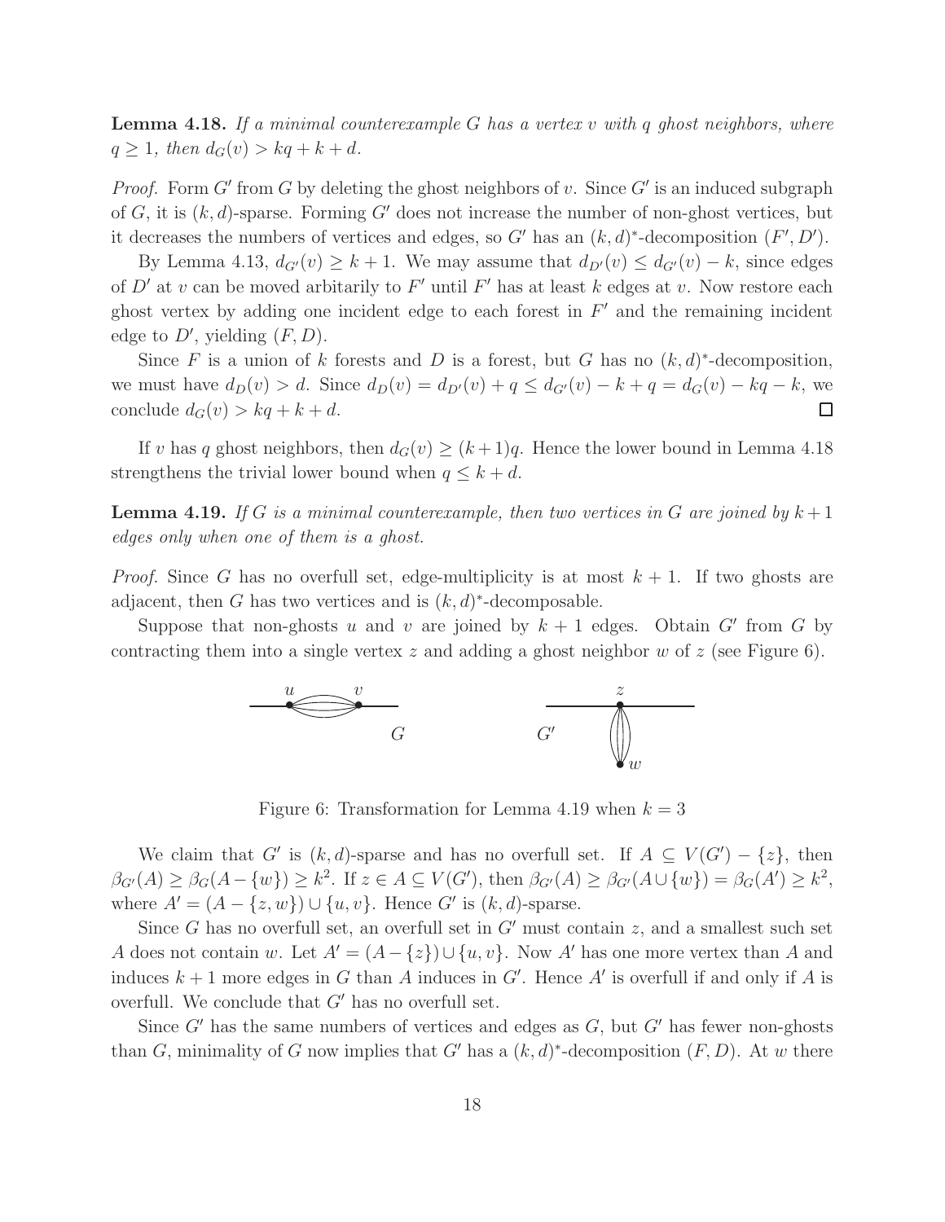**Lemma 4.18.** *If a minimal counterexample $G$ has a vertex $v$ with $q$ ghost neighbors, where $q \geq 1$, then $d_G(v) > kq + k + d$.*

*Proof.* Form $G'$ from $G$ by deleting the ghost neighbors of $v$. Since $G'$ is an induced subgraph of $G$, it is $(k,d)$-sparse. Forming $G'$ does not increase the number of non-ghost vertices, but it decreases the numbers of vertices and edges, so $G'$ has an $(k,d)^*$-decomposition $(F',D')$.

By Lemma 4.13, $d_{G'}(v) \geq k+1$. We may assume that $d_{D'}(v) \leq d_{G'}(v) - k$, since edges of $D'$ at $v$ can be moved arbitarily to $F'$ until $F'$ has at least $k$ edges at $v$. Now restore each ghost vertex by adding one incident edge to each forest in $F'$ and the remaining incident edge to $D'$, yielding $(F,D)$.

Since $F$ is a union of $k$ forests and $D$ is a forest, but $G$ has no $(k,d)^*$-decomposition, we must have $d_D(v) > d$. Since $d_D(v) = d_{D'}(v) + q \leq d_{G'}(v) - k + q = d_G(v) - kq - k$, we conclude $d_G(v) > kq + k + d$. □

If $v$ has $q$ ghost neighbors, then $d_G(v) \geq (k+1)q$. Hence the lower bound in Lemma 4.18 strengthens the trivial lower bound when $q \leq k + d$.

**Lemma 4.19.** *If $G$ is a minimal counterexample, then two vertices in $G$ are joined by $k+1$ edges only when one of them is a ghost.*

*Proof.* Since $G$ has no overfull set, edge-multiplicity is at most $k+1$. If two ghosts are adjacent, then $G$ has two vertices and is $(k,d)^*$-decomposable.

Suppose that non-ghosts $u$ and $v$ are joined by $k+1$ edges. Obtain $G'$ from $G$ by contracting them into a single vertex $z$ and adding a ghost neighbor $w$ of $z$ (see Figure 6).

Figure 6: Transformation for Lemma 4.19 when $k = 3$

We claim that $G'$ is $(k,d)$-sparse and has no overfull set. If $A \subseteq V(G') - \{z\}$, then $\beta_{G'}(A) \geq \beta_G(A - \{w\}) \geq k^2$. If $z \in A \subseteq V(G')$, then $\beta_{G'}(A) \geq \beta_{G'}(A \cup \{w\}) = \beta_G(A') \geq k^2$, where $A' = (A - \{z, w\}) \cup \{u, v\}$. Hence $G'$ is $(k,d)$-sparse.

Since $G$ has no overfull set, an overfull set in $G'$ must contain $z$, and a smallest such set $A$ does not contain $w$. Let $A' = (A - \{z\}) \cup \{u, v\}$. Now $A'$ has one more vertex than $A$ and induces $k+1$ more edges in $G$ than $A$ induces in $G'$. Hence $A'$ is overfull if and only if $A$ is overfull. We conclude that $G'$ has no overfull set.

Since $G'$ has the same numbers of vertices and edges as $G$, but $G'$ has fewer non-ghosts than $G$, minimality of $G$ now implies that $G'$ has a $(k,d)^*$-decomposition $(F,D)$. At $w$ there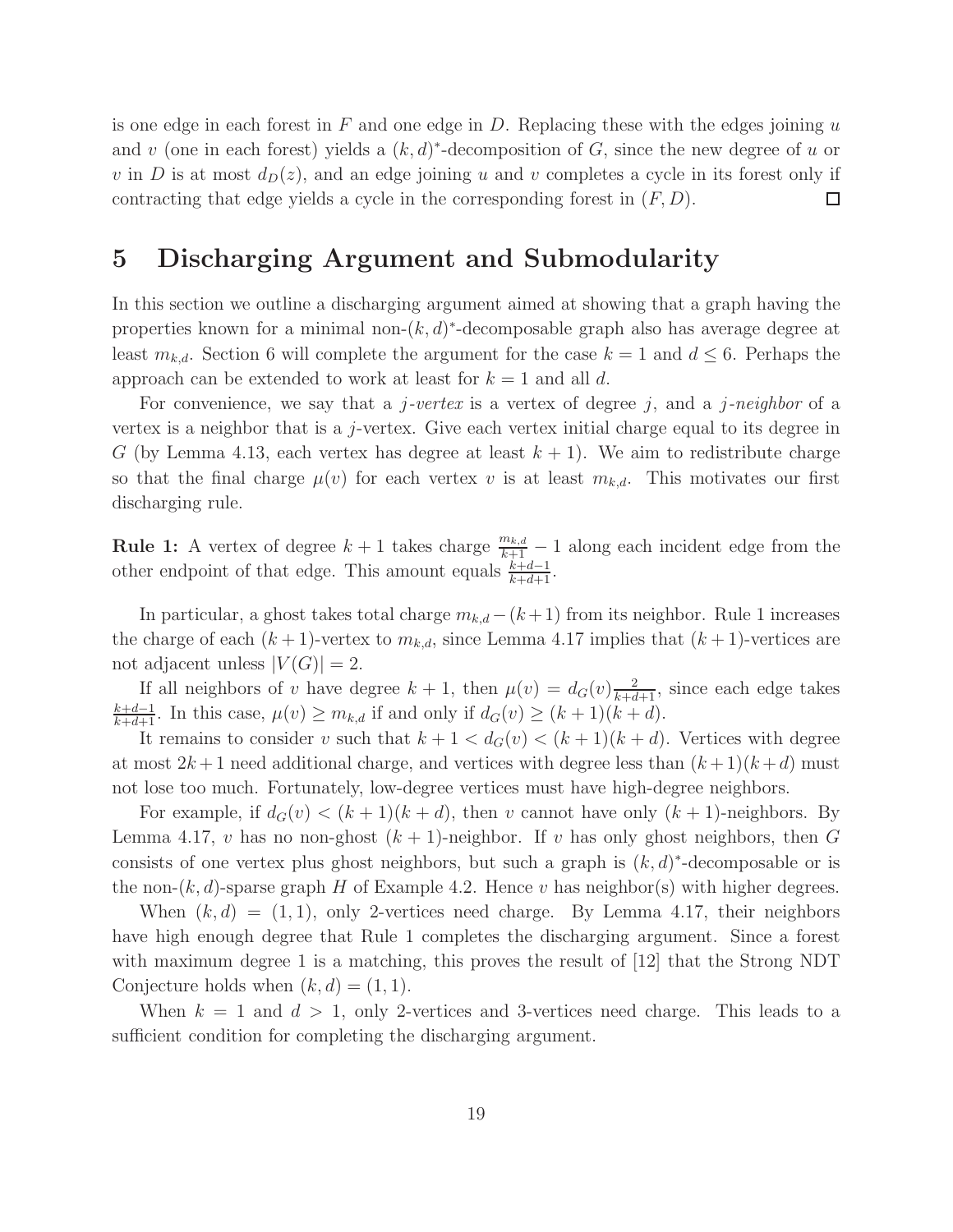is one edge in each forest in $F$ and one edge in $D$. Replacing these with the edges joining $u$ and $v$ (one in each forest) yields a $(k,d)^*$-decomposition of $G$, since the new degree of $u$ or $v$ in $D$ is at most $d_D(z)$, and an edge joining $u$ and $v$ completes a cycle in its forest only if contracting that edge yields a cycle in the corresponding forest in $(F, D)$. □

# 5 Discharging Argument and Submodularity

In this section we outline a discharging argument aimed at showing that a graph having the properties known for a minimal non-$(k,d)^*$-decomposable graph also has average degree at least $m_{k,d}$. Section 6 will complete the argument for the case $k = 1$ and $d \leq 6$. Perhaps the approach can be extended to work at least for $k = 1$ and all $d$.

For convenience, we say that a *$j$-vertex* is a vertex of degree $j$, and a *$j$-neighbor* of a vertex is a neighbor that is a $j$-vertex. Give each vertex initial charge equal to its degree in $G$ (by Lemma 4.13, each vertex has degree at least $k+1$). We aim to redistribute charge so that the final charge $\mu(v)$ for each vertex $v$ is at least $m_{k,d}$. This motivates our first discharging rule.

**Rule 1:** A vertex of degree $k+1$ takes charge $\frac{m_{k,d}}{k+1} - 1$ along each incident edge from the other endpoint of that edge. This amount equals $\frac{k+d-1}{k+d+1}$.

In particular, a ghost takes total charge $m_{k,d} - (k+1)$ from its neighbor. Rule 1 increases the charge of each $(k+1)$-vertex to $m_{k,d}$, since Lemma 4.17 implies that $(k+1)$-vertices are not adjacent unless $|V(G)| = 2$.

If all neighbors of $v$ have degree $k+1$, then $\mu(v) = d_G(v)\frac{2}{k+d+1}$, since each edge takes $\frac{k+d-1}{k+d+1}$. In this case, $\mu(v) \geq m_{k,d}$ if and only if $d_G(v) \geq (k+1)(k+d)$.

It remains to consider $v$ such that $k+1 < d_G(v) < (k+1)(k+d)$. Vertices with degree at most $2k+1$ need additional charge, and vertices with degree less than $(k+1)(k+d)$ must not lose too much. Fortunately, low-degree vertices must have high-degree neighbors.

For example, if $d_G(v) < (k+1)(k+d)$, then $v$ cannot have only $(k+1)$-neighbors. By Lemma 4.17, $v$ has no non-ghost $(k+1)$-neighbor. If $v$ has only ghost neighbors, then $G$ consists of one vertex plus ghost neighbors, but such a graph is $(k,d)^*$-decomposable or is the non-$(k,d)$-sparse graph $H$ of Example 4.2. Hence $v$ has neighbor(s) with higher degrees.

When $(k,d) = (1,1)$, only 2-vertices need charge. By Lemma 4.17, their neighbors have high enough degree that Rule 1 completes the discharging argument. Since a forest with maximum degree 1 is a matching, this proves the result of [12] that the Strong NDT Conjecture holds when $(k,d) = (1,1)$.

When $k = 1$ and $d > 1$, only 2-vertices and 3-vertices need charge. This leads to a sufficient condition for completing the discharging argument.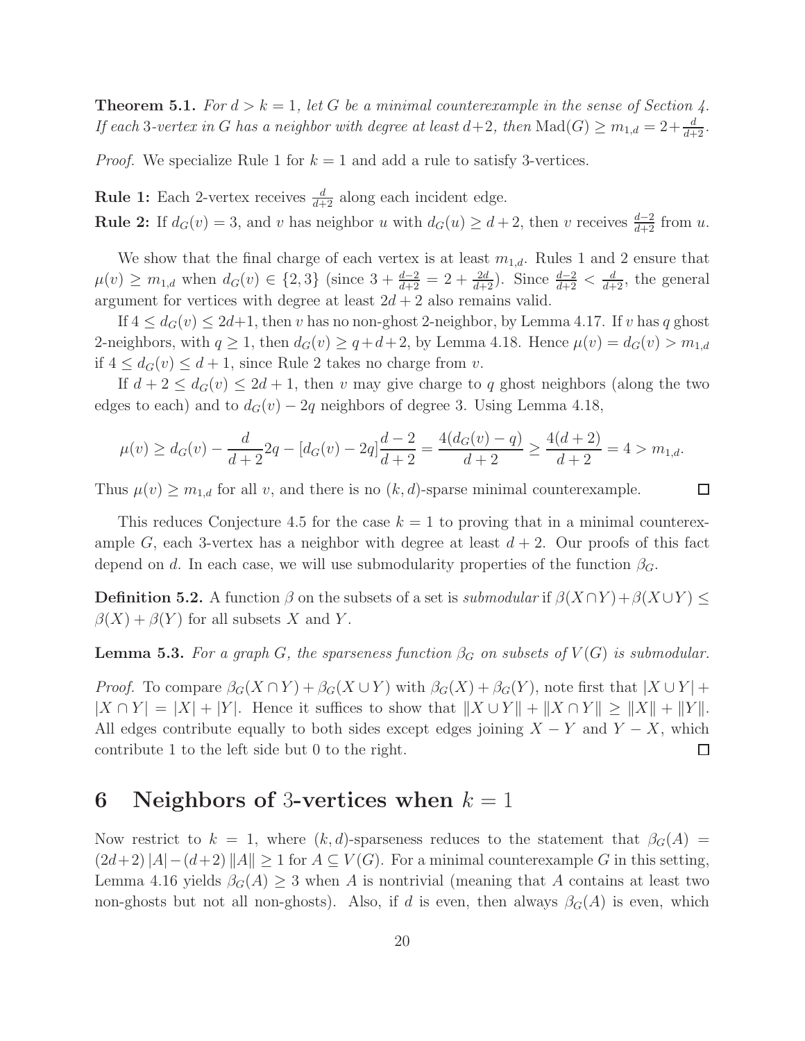**Theorem 5.1.** *For $d > k = 1$, let $G$ be a minimal counterexample in the sense of Section 4. If each 3-vertex in $G$ has a neighbor with degree at least $d+2$, then* $\mathrm{Mad}(G) \geq m_{1,d} = 2+\frac{d}{d+2}$.

*Proof.* We specialize Rule 1 for $k = 1$ and add a rule to satisfy 3-vertices.

**Rule 1:** Each 2-vertex receives $\frac{d}{d+2}$ along each incident edge.

**Rule 2:** If $d_G(v) = 3$, and $v$ has neighbor $u$ with $d_G(u) \geq d+2$, then $v$ receives $\frac{d-2}{d+2}$ from $u$.

We show that the final charge of each vertex is at least $m_{1,d}$. Rules 1 and 2 ensure that $\mu(v) \geq m_{1,d}$ when $d_G(v) \in \{2, 3\}$ (since $3 + \frac{d-2}{d+2} = 2 + \frac{2d}{d+2}$). Since $\frac{d-2}{d+2} < \frac{d}{d+2}$, the general argument for vertices with degree at least $2d + 2$ also remains valid.

If $4 \leq d_G(v) \leq 2d+1$, then $v$ has no non-ghost 2-neighbor, by Lemma 4.17. If $v$ has $q$ ghost 2-neighbors, with $q \geq 1$, then $d_G(v) \geq q+d+2$, by Lemma 4.18. Hence $\mu(v) = d_G(v) > m_{1,d}$ if $4 \leq d_G(v) \leq d + 1$, since Rule 2 takes no charge from $v$.

If $d + 2 \leq d_G(v) \leq 2d + 1$, then $v$ may give charge to $q$ ghost neighbors (along the two edges to each) and to $d_G(v) - 2q$ neighbors of degree 3. Using Lemma 4.18,

$$\mu(v) \geq d_G(v) - \frac{d}{d+2}2q - [d_G(v) - 2q]\frac{d-2}{d+2} = \frac{4(d_G(v) - q)}{d+2} \geq \frac{4(d+2)}{d+2} = 4 > m_{1,d}.$$

Thus $\mu(v) \geq m_{1,d}$ for all $v$, and there is no $(k, d)$-sparse minimal counterexample. $\square$

This reduces Conjecture 4.5 for the case $k = 1$ to proving that in a minimal counterexample $G$, each 3-vertex has a neighbor with degree at least $d + 2$. Our proofs of this fact depend on $d$. In each case, we will use submodularity properties of the function $\beta_G$.

**Definition 5.2.** A function $\beta$ on the subsets of a set is *submodular* if $\beta(X \cap Y) + \beta(X \cup Y) \leq \beta(X) + \beta(Y)$ for all subsets $X$ and $Y$.

**Lemma 5.3.** *For a graph $G$, the sparseness function $\beta_G$ on subsets of $V(G)$ is submodular.*

*Proof.* To compare $\beta_G(X \cap Y) + \beta_G(X \cup Y)$ with $\beta_G(X) + \beta_G(Y)$, note first that $|X \cup Y| + |X \cap Y| = |X| + |Y|$. Hence it suffices to show that $\|X \cup Y\| + \|X \cap Y\| \geq \|X\| + \|Y\|$. All edges contribute equally to both sides except edges joining $X - Y$ and $Y - X$, which contribute 1 to the left side but 0 to the right. $\square$

# 6 Neighbors of 3-vertices when $k = 1$

Now restrict to $k = 1$, where $(k, d)$-sparseness reduces to the statement that $\beta_G(A) = (2d+2)\,|A| - (d+2)\,\|A\| \geq 1$ for $A \subseteq V(G)$. For a minimal counterexample $G$ in this setting, Lemma 4.16 yields $\beta_G(A) \geq 3$ when $A$ is nontrivial (meaning that $A$ contains at least two non-ghosts but not all non-ghosts). Also, if $d$ is even, then always $\beta_G(A)$ is even, which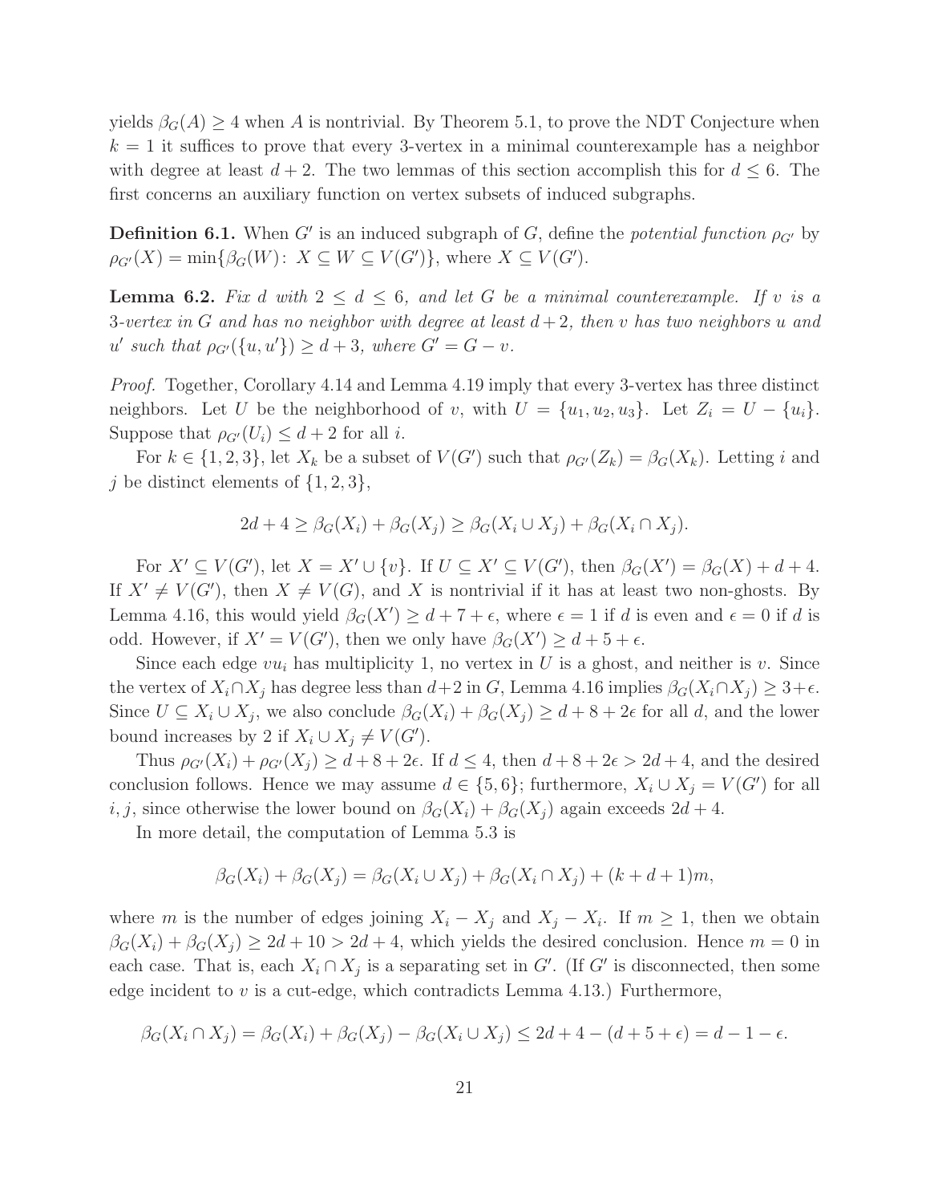yields $\beta_G(A) \geq 4$ when $A$ is nontrivial. By Theorem 5.1, to prove the NDT Conjecture when $k = 1$ it suffices to prove that every 3-vertex in a minimal counterexample has a neighbor with degree at least $d + 2$. The two lemmas of this section accomplish this for $d \leq 6$. The first concerns an auxiliary function on vertex subsets of induced subgraphs.

**Definition 6.1.** When $G'$ is an induced subgraph of $G$, define the *potential function* $\rho_{G'}$ by $\rho_{G'}(X) = \min\{\beta_G(W)\colon\ X \subseteq W \subseteq V(G')\}$, where $X \subseteq V(G')$.

**Lemma 6.2.** *Fix $d$ with $2 \leq d \leq 6$, and let $G$ be a minimal counterexample. If $v$ is a 3-vertex in $G$ and has no neighbor with degree at least $d+2$, then $v$ has two neighbors $u$ and $u'$ such that $\rho_{G'}(\{u, u'\}) \geq d + 3$, where $G' = G - v$.*

*Proof.* Together, Corollary 4.14 and Lemma 4.19 imply that every 3-vertex has three distinct neighbors. Let $U$ be the neighborhood of $v$, with $U = \{u_1, u_2, u_3\}$. Let $Z_i = U - \{u_i\}$. Suppose that $\rho_{G'}(U_i) \leq d + 2$ for all $i$.

For $k \in \{1, 2, 3\}$, let $X_k$ be a subset of $V(G')$ such that $\rho_{G'}(Z_k) = \beta_G(X_k)$. Letting $i$ and $j$ be distinct elements of $\{1, 2, 3\}$,

$$2d + 4 \geq \beta_G(X_i) + \beta_G(X_j) \geq \beta_G(X_i \cup X_j) + \beta_G(X_i \cap X_j).$$

For $X' \subseteq V(G')$, let $X = X' \cup \{v\}$. If $U \subseteq X' \subseteq V(G')$, then $\beta_G(X') = \beta_G(X) + d + 4$. If $X' \neq V(G')$, then $X \neq V(G)$, and $X$ is nontrivial if it has at least two non-ghosts. By Lemma 4.16, this would yield $\beta_G(X') \geq d + 7 + \epsilon$, where $\epsilon = 1$ if $d$ is even and $\epsilon = 0$ if $d$ is odd. However, if $X' = V(G')$, then we only have $\beta_G(X') \geq d + 5 + \epsilon$.

Since each edge $vu_i$ has multiplicity 1, no vertex in $U$ is a ghost, and neither is $v$. Since the vertex of $X_i \cap X_j$ has degree less than $d+2$ in $G$, Lemma 4.16 implies $\beta_G(X_i \cap X_j) \geq 3+\epsilon$. Since $U \subseteq X_i \cup X_j$, we also conclude $\beta_G(X_i) + \beta_G(X_j) \geq d + 8 + 2\epsilon$ for all $d$, and the lower bound increases by 2 if $X_i \cup X_j \neq V(G')$.

Thus $\rho_{G'}(X_i) + \rho_{G'}(X_j) \geq d + 8 + 2\epsilon$. If $d \leq 4$, then $d + 8 + 2\epsilon > 2d + 4$, and the desired conclusion follows. Hence we may assume $d \in \{5, 6\}$; furthermore, $X_i \cup X_j = V(G')$ for all $i, j$, since otherwise the lower bound on $\beta_G(X_i) + \beta_G(X_j)$ again exceeds $2d + 4$.

In more detail, the computation of Lemma 5.3 is

$$\beta_G(X_i) + \beta_G(X_j) = \beta_G(X_i \cup X_j) + \beta_G(X_i \cap X_j) + (k + d + 1)m,$$

where $m$ is the number of edges joining $X_i - X_j$ and $X_j - X_i$. If $m \geq 1$, then we obtain $\beta_G(X_i) + \beta_G(X_j) \geq 2d + 10 > 2d + 4$, which yields the desired conclusion. Hence $m = 0$ in each case. That is, each $X_i \cap X_j$ is a separating set in $G'$. (If $G'$ is disconnected, then some edge incident to $v$ is a cut-edge, which contradicts Lemma 4.13.) Furthermore,

$$\beta_G(X_i \cap X_j) = \beta_G(X_i) + \beta_G(X_j) - \beta_G(X_i \cup X_j) \leq 2d + 4 - (d + 5 + \epsilon) = d - 1 - \epsilon.$$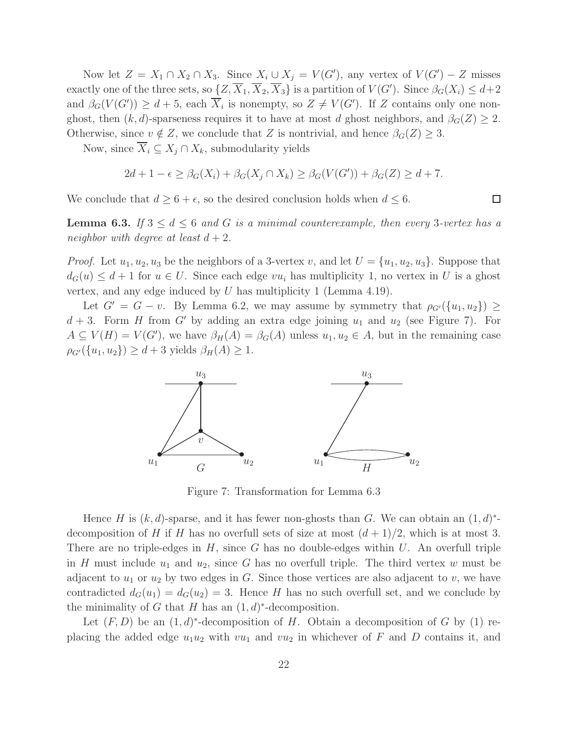Now let $Z = X_1 \cap X_2 \cap X_3$. Since $X_i \cup X_j = V(G')$, any vertex of $V(G') - Z$ misses exactly one of the three sets, so $\{Z, \overline{X}_1, \overline{X}_2, \overline{X}_3\}$ is a partition of $V(G')$. Since $\beta_G(X_i) \le d+2$ and $\beta_G(V(G')) \ge d+5$, each $\overline{X}_i$ is nonempty, so $Z \ne V(G')$. If $Z$ contains only one non-ghost, then $(k,d)$-sparseness requires it to have at most $d$ ghost neighbors, and $\beta_G(Z) \ge 2$. Otherwise, since $v \notin Z$, we conclude that $Z$ is nontrivial, and hence $\beta_G(Z) \ge 3$.

Now, since $\overline{X}_i \subseteq X_j \cap X_k$, submodularity yields

$$2d + 1 - \epsilon \ge \beta_G(X_i) + \beta_G(X_j \cap X_k) \ge \beta_G(V(G')) + \beta_G(Z) \ge d + 7.$$

We conclude that $d \ge 6 + \epsilon$, so the desired conclusion holds when $d \le 6$. $\square$

**Lemma 6.3.** *If $3 \le d \le 6$ and $G$ is a minimal counterexample, then every 3-vertex has a neighbor with degree at least $d+2$.*

*Proof.* Let $u_1, u_2, u_3$ be the neighbors of a 3-vertex $v$, and let $U = \{u_1, u_2, u_3\}$. Suppose that $d_G(u) \le d+1$ for $u \in U$. Since each edge $vu_i$ has multiplicity 1, no vertex in $U$ is a ghost vertex, and any edge induced by $U$ has multiplicity 1 (Lemma 4.19).

Let $G' = G - v$. By Lemma 6.2, we may assume by symmetry that $\rho_{G'}(\{u_1, u_2\}) \ge d+3$. Form $H$ from $G'$ by adding an extra edge joining $u_1$ and $u_2$ (see Figure 7). For $A \subseteq V(H) = V(G')$, we have $\beta_H(A) = \beta_G(A)$ unless $u_1, u_2 \in A$, but in the remaining case $\rho_{G'}(\{u_1, u_2\}) \ge d+3$ yields $\beta_H(A) \ge 1$.

Figure 7: Transformation for Lemma 6.3

Hence $H$ is $(k,d)$-sparse, and it has fewer non-ghosts than $G$. We can obtain an $(1,d)^*$-decomposition of $H$ if $H$ has no overfull sets of size at most $(d+1)/2$, which is at most 3. There are no triple-edges in $H$, since $G$ has no double-edges within $U$. An overfull triple in $H$ must include $u_1$ and $u_2$, since $G$ has no overfull triple. The third vertex $w$ must be adjacent to $u_1$ or $u_2$ by two edges in $G$. Since those vertices are also adjacent to $v$, we have contradicted $d_G(u_1) = d_G(u_2) = 3$. Hence $H$ has no such overfull set, and we conclude by the minimality of $G$ that $H$ has an $(1,d)^*$-decomposition.

Let $(F, D)$ be an $(1,d)^*$-decomposition of $H$. Obtain a decomposition of $G$ by (1) replacing the added edge $u_1u_2$ with $vu_1$ and $vu_2$ in whichever of $F$ and $D$ contains it, and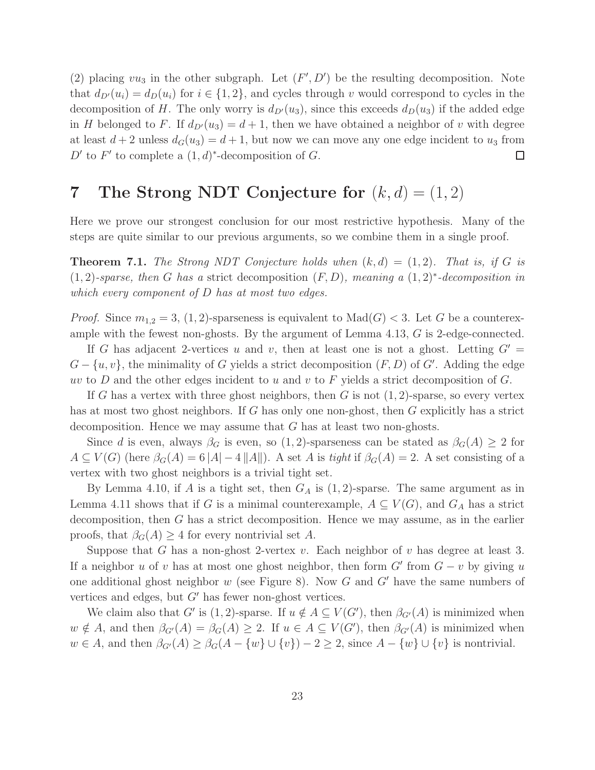(2) placing $vu_3$ in the other subgraph. Let $(F', D')$ be the resulting decomposition. Note that $d_{D'}(u_i) = d_D(u_i)$ for $i \in \{1, 2\}$, and cycles through $v$ would correspond to cycles in the decomposition of $H$. The only worry is $d_{D'}(u_3)$, since this exceeds $d_D(u_3)$ if the added edge in $H$ belonged to $F$. If $d_{D'}(u_3) = d + 1$, then we have obtained a neighbor of $v$ with degree at least $d + 2$ unless $d_G(u_3) = d + 1$, but now we can move any one edge incident to $u_3$ from $D'$ to $F'$ to complete a $(1, d)^*$-decomposition of $G$. □

# 7 The Strong NDT Conjecture for $(k, d) = (1, 2)$

Here we prove our strongest conclusion for our most restrictive hypothesis. Many of the steps are quite similar to our previous arguments, so we combine them in a single proof.

**Theorem 7.1.** *The Strong NDT Conjecture holds when $(k, d) = (1, 2)$. That is, if $G$ is $(1, 2)$-sparse, then $G$ has a* strict *decomposition $(F, D)$, meaning a $(1, 2)^*$-decomposition in which every component of $D$ has at most two edges.*

*Proof.* Since $m_{1,2} = 3$, $(1, 2)$-sparseness is equivalent to $\mathrm{Mad}(G) < 3$. Let $G$ be a counterexample with the fewest non-ghosts. By the argument of Lemma 4.13, $G$ is 2-edge-connected.

If $G$ has adjacent 2-vertices $u$ and $v$, then at least one is not a ghost. Letting $G' = G - \{u, v\}$, the minimality of $G$ yields a strict decomposition $(F, D)$ of $G'$. Adding the edge $uv$ to $D$ and the other edges incident to $u$ and $v$ to $F$ yields a strict decomposition of $G$.

If $G$ has a vertex with three ghost neighbors, then $G$ is not $(1, 2)$-sparse, so every vertex has at most two ghost neighbors. If $G$ has only one non-ghost, then $G$ explicitly has a strict decomposition. Hence we may assume that $G$ has at least two non-ghosts.

Since $d$ is even, always $\beta_G$ is even, so $(1, 2)$-sparseness can be stated as $\beta_G(A) \geq 2$ for $A \subseteq V(G)$ (here $\beta_G(A) = 6\,|A| - 4\,\|A\|$). A set $A$ is *tight* if $\beta_G(A) = 2$. A set consisting of a vertex with two ghost neighbors is a trivial tight set.

By Lemma 4.10, if $A$ is a tight set, then $G_A$ is $(1, 2)$-sparse. The same argument as in Lemma 4.11 shows that if $G$ is a minimal counterexample, $A \subseteq V(G)$, and $G_A$ has a strict decomposition, then $G$ has a strict decomposition. Hence we may assume, as in the earlier proofs, that $\beta_G(A) \geq 4$ for every nontrivial set $A$.

Suppose that $G$ has a non-ghost 2-vertex $v$. Each neighbor of $v$ has degree at least 3. If a neighbor $u$ of $v$ has at most one ghost neighbor, then form $G'$ from $G - v$ by giving $u$ one additional ghost neighbor $w$ (see Figure 8). Now $G$ and $G'$ have the same numbers of vertices and edges, but $G'$ has fewer non-ghost vertices.

We claim also that $G'$ is $(1, 2)$-sparse. If $u \notin A \subseteq V(G')$, then $\beta_{G'}(A)$ is minimized when $w \notin A$, and then $\beta_{G'}(A) = \beta_G(A) \geq 2$. If $u \in A \subseteq V(G')$, then $\beta_{G'}(A)$ is minimized when $w \in A$, and then $\beta_{G'}(A) \geq \beta_G(A - \{w\} \cup \{v\}) - 2 \geq 2$, since $A - \{w\} \cup \{v\}$ is nontrivial.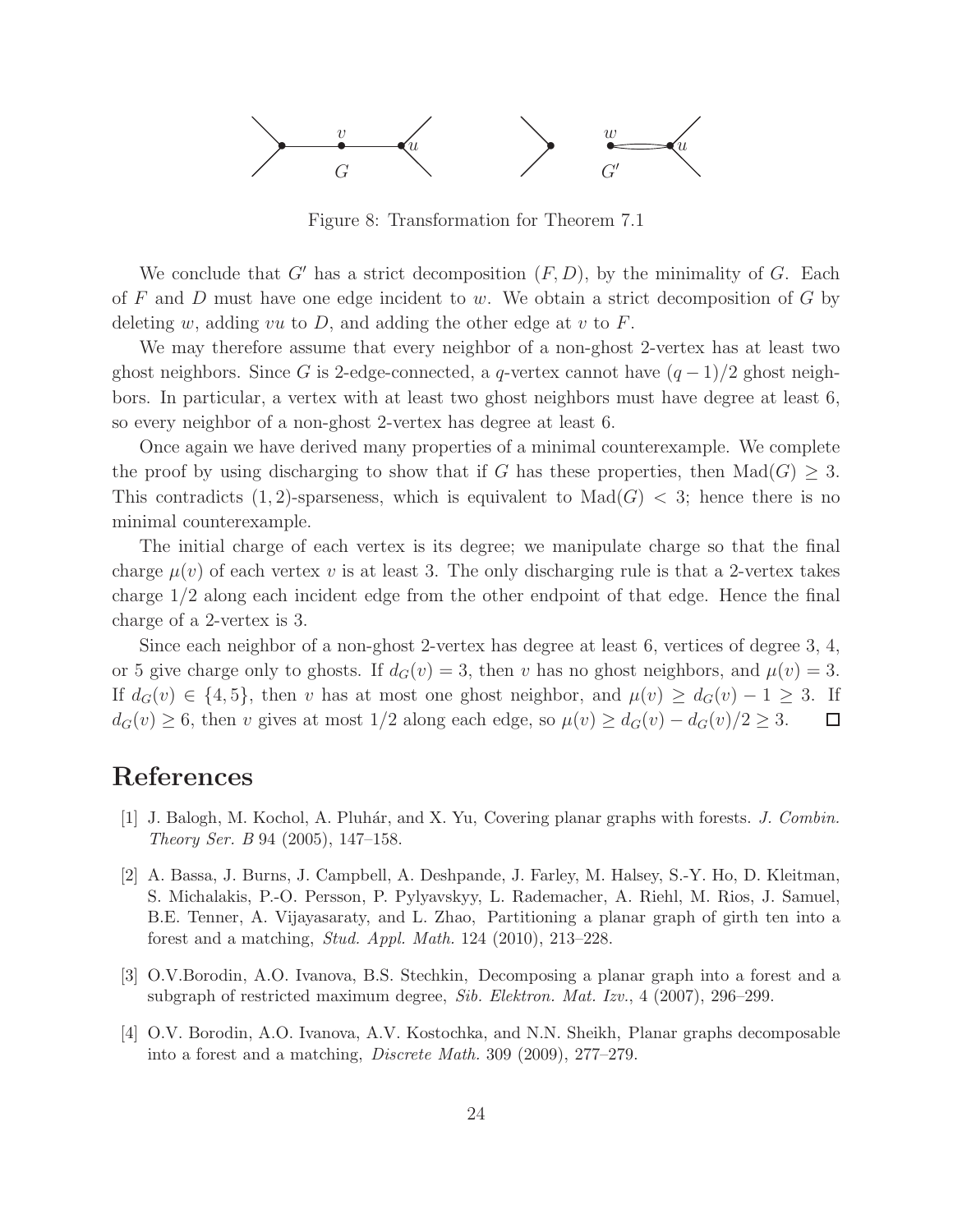Figure 8: Transformation for Theorem 7.1

We conclude that $G'$ has a strict decomposition $(F, D)$, by the minimality of $G$. Each of $F$ and $D$ must have one edge incident to $w$. We obtain a strict decomposition of $G$ by deleting $w$, adding $vu$ to $D$, and adding the other edge at $v$ to $F$.

We may therefore assume that every neighbor of a non-ghost 2-vertex has at least two ghost neighbors. Since $G$ is 2-edge-connected, a $q$-vertex cannot have $(q-1)/2$ ghost neighbors. In particular, a vertex with at least two ghost neighbors must have degree at least 6, so every neighbor of a non-ghost 2-vertex has degree at least 6.

Once again we have derived many properties of a minimal counterexample. We complete the proof by using discharging to show that if $G$ has these properties, then $\mathrm{Mad}(G) \geq 3$. This contradicts $(1, 2)$-sparseness, which is equivalent to $\mathrm{Mad}(G) < 3$; hence there is no minimal counterexample.

The initial charge of each vertex is its degree; we manipulate charge so that the final charge $\mu(v)$ of each vertex $v$ is at least 3. The only discharging rule is that a 2-vertex takes charge $1/2$ along each incident edge from the other endpoint of that edge. Hence the final charge of a 2-vertex is 3.

Since each neighbor of a non-ghost 2-vertex has degree at least 6, vertices of degree 3, 4, or 5 give charge only to ghosts. If $d_G(v) = 3$, then $v$ has no ghost neighbors, and $\mu(v) = 3$. If $d_G(v) \in \{4, 5\}$, then $v$ has at most one ghost neighbor, and $\mu(v) \geq d_G(v) - 1 \geq 3$. If $d_G(v) \geq 6$, then $v$ gives at most $1/2$ along each edge, so $\mu(v) \geq d_G(v) - d_G(v)/2 \geq 3$. □

# References

[1] J. Balogh, M. Kochol, A. Pluhár, and X. Yu, Covering planar graphs with forests. *J. Combin. Theory Ser. B* 94 (2005), 147–158.

[2] A. Bassa, J. Burns, J. Campbell, A. Deshpande, J. Farley, M. Halsey, S.-Y. Ho, D. Kleitman, S. Michalakis, P.-O. Persson, P. Pylyavskyy, L. Rademacher, A. Riehl, M. Rios, J. Samuel, B.E. Tenner, A. Vijayasaraty, and L. Zhao, Partitioning a planar graph of girth ten into a forest and a matching, *Stud. Appl. Math.* 124 (2010), 213–228.

[3] O.V.Borodin, A.O. Ivanova, B.S. Stechkin, Decomposing a planar graph into a forest and a subgraph of restricted maximum degree, *Sib. Elektron. Mat. Izv.*, 4 (2007), 296–299.

[4] O.V. Borodin, A.O. Ivanova, A.V. Kostochka, and N.N. Sheikh, Planar graphs decomposable into a forest and a matching, *Discrete Math.* 309 (2009), 277–279.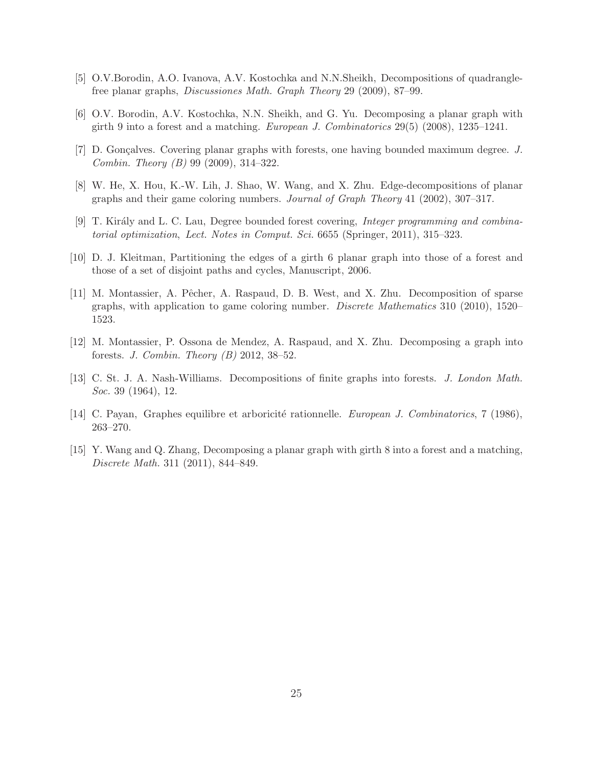[5] O.V.Borodin, A.O. Ivanova, A.V. Kostochka and N.N.Sheikh, Decompositions of quadrangle-free planar graphs, *Discussiones Math. Graph Theory* 29 (2009), 87–99.

[6] O.V. Borodin, A.V. Kostochka, N.N. Sheikh, and G. Yu. Decomposing a planar graph with girth 9 into a forest and a matching. *European J. Combinatorics* 29(5) (2008), 1235–1241.

[7] D. Gonçalves. Covering planar graphs with forests, one having bounded maximum degree. *J. Combin. Theory (B)* 99 (2009), 314–322.

[8] W. He, X. Hou, K.-W. Lih, J. Shao, W. Wang, and X. Zhu. Edge-decompositions of planar graphs and their game coloring numbers. *Journal of Graph Theory* 41 (2002), 307–317.

[9] T. Király and L. C. Lau, Degree bounded forest covering, *Integer programming and combinatorial optimization*, *Lect. Notes in Comput. Sci.* 6655 (Springer, 2011), 315–323.

[10] D. J. Kleitman, Partitioning the edges of a girth 6 planar graph into those of a forest and those of a set of disjoint paths and cycles, Manuscript, 2006.

[11] M. Montassier, A. Pêcher, A. Raspaud, D. B. West, and X. Zhu. Decomposition of sparse graphs, with application to game coloring number. *Discrete Mathematics* 310 (2010), 1520–1523.

[12] M. Montassier, P. Ossona de Mendez, A. Raspaud, and X. Zhu. Decomposing a graph into forests. *J. Combin. Theory (B)* 2012, 38–52.

[13] C. St. J. A. Nash-Williams. Decompositions of finite graphs into forests. *J. London Math. Soc.* 39 (1964), 12.

[14] C. Payan, Graphes equilibre et arboricité rationnelle. *European J. Combinatorics*, 7 (1986), 263–270.

[15] Y. Wang and Q. Zhang, Decomposing a planar graph with girth 8 into a forest and a matching, *Discrete Math.* 311 (2011), 844–849.